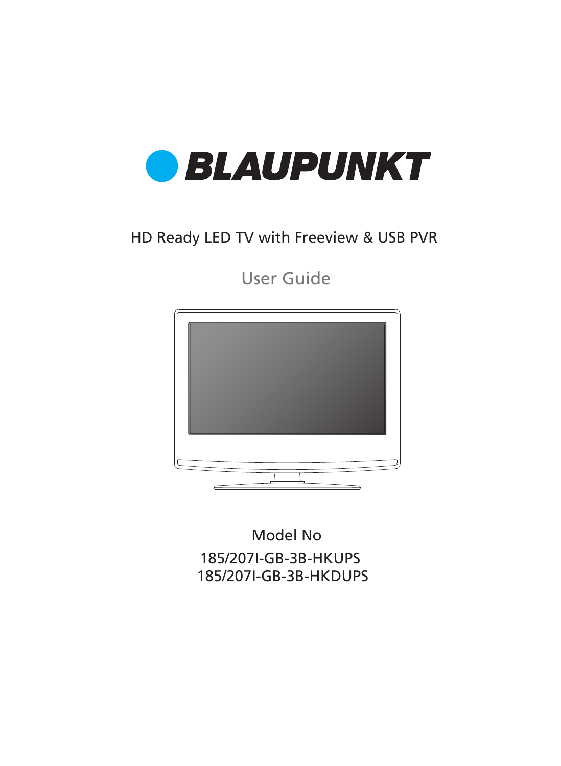# BLAUPUNKT

HD Ready LED TV with Freeview & USB PVR

## User Guide

Model No

185/207I-GB-3B-HKUPS

185/207I-GB-3B-HKDUPS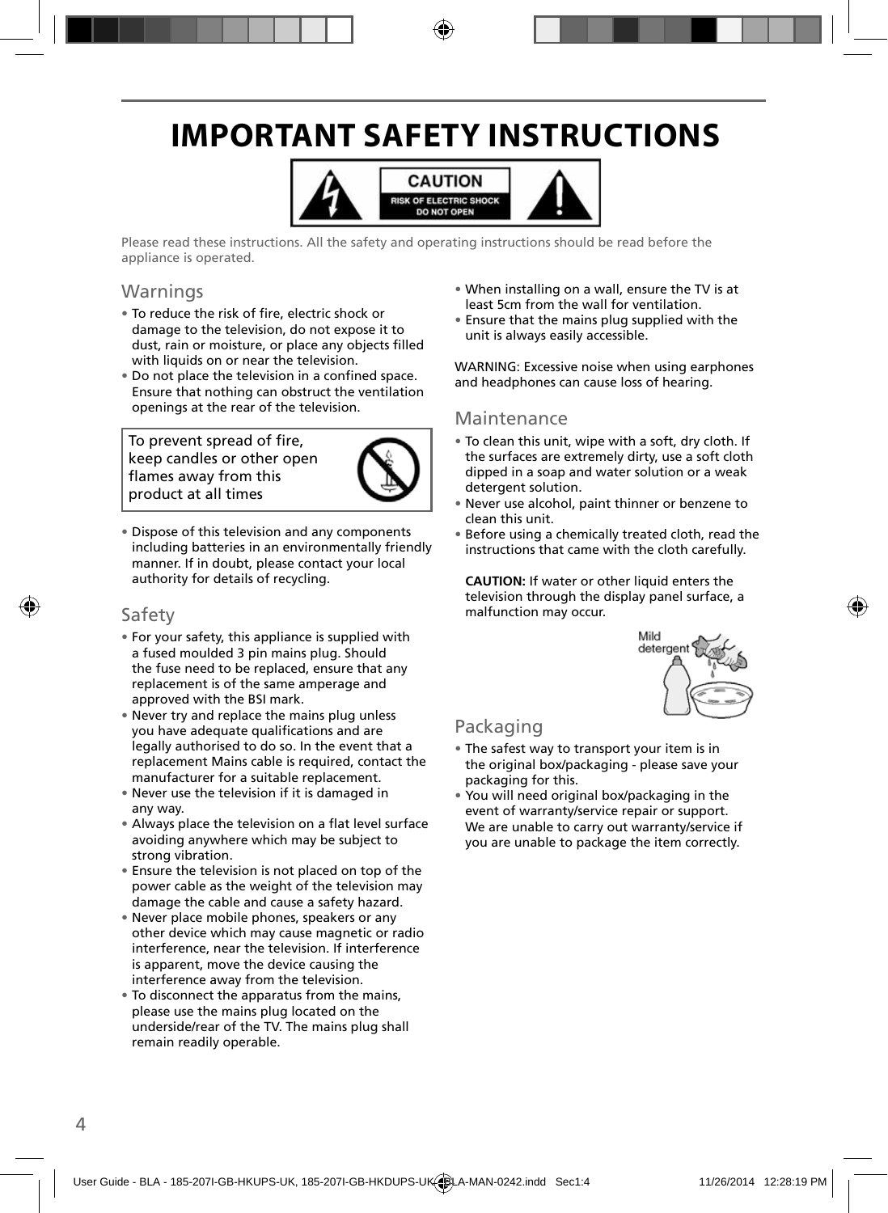# IMPORTANT SAFETY INSTRUCTIONS

CAUTION
RISK OF ELECTRIC SHOCK
DO NOT OPEN

Please read these instructions. All the safety and operating instructions should be read before the appliance is operated.

## Warnings

- To reduce the risk of fire, electric shock or damage to the television, do not expose it to dust, rain or moisture, or place any objects filled with liquids on or near the television.
- Do not place the television in a confined space. Ensure that nothing can obstruct the ventilation openings at the rear of the television.

To prevent spread of fire, keep candles or other open flames away from this product at all times

- Dispose of this television and any components including batteries in an environmentally friendly manner. If in doubt, please contact your local authority for details of recycling.

## Safety

- For your safety, this appliance is supplied with a fused moulded 3 pin mains plug. Should the fuse need to be replaced, ensure that any replacement is of the same amperage and approved with the BSI mark.
- Never try and replace the mains plug unless you have adequate qualifications and are legally authorised to do so. In the event that a replacement Mains cable is required, contact the manufacturer for a suitable replacement.
- Never use the television if it is damaged in any way.
- Always place the television on a flat level surface avoiding anywhere which may be subject to strong vibration.
- Ensure the television is not placed on top of the power cable as the weight of the television may damage the cable and cause a safety hazard.
- Never place mobile phones, speakers or any other device which may cause magnetic or radio interference, near the television. If interference is apparent, move the device causing the interference away from the television.
- To disconnect the apparatus from the mains, please use the mains plug located on the underside/rear of the TV. The mains plug shall remain readily operable.
- When installing on a wall, ensure the TV is at least 5cm from the wall for ventilation.
- Ensure that the mains plug supplied with the unit is always easily accessible.

WARNING: Excessive noise when using earphones and headphones can cause loss of hearing.

## Maintenance

- To clean this unit, wipe with a soft, dry cloth. If the surfaces are extremely dirty, use a soft cloth dipped in a soap and water solution or a weak detergent solution.
- Never use alcohol, paint thinner or benzene to clean this unit.
- Before using a chemically treated cloth, read the instructions that came with the cloth carefully.

**CAUTION:** If water or other liquid enters the television through the display panel surface, a malfunction may occur.

Mild detergent

## Packaging

- The safest way to transport your item is in the original box/packaging - please save your packaging for this.
- You will need original box/packaging in the event of warranty/service repair or support. We are unable to carry out warranty/service if you are unable to package the item correctly.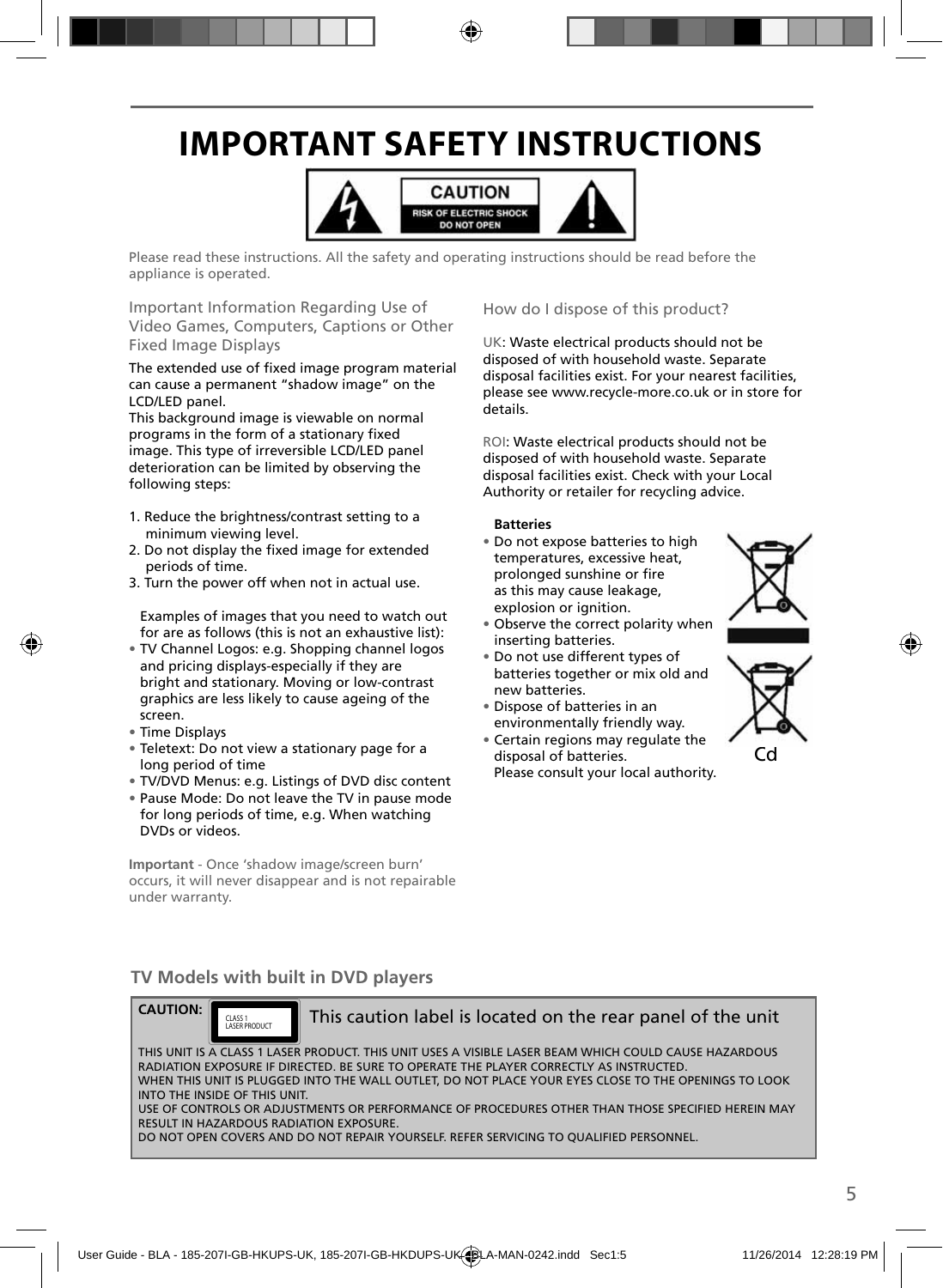# IMPORTANT SAFETY INSTRUCTIONS

**CAUTION**
RISK OF ELECTRIC SHOCK
DO NOT OPEN

Please read these instructions. All the safety and operating instructions should be read before the appliance is operated.

### Important Information Regarding Use of Video Games, Computers, Captions or Other Fixed Image Displays

The extended use of fixed image program material can cause a permanent "shadow image" on the LCD/LED panel.
This background image is viewable on normal programs in the form of a stationary fixed image. This type of irreversible LCD/LED panel deterioration can be limited by observing the following steps:

1. Reduce the brightness/contrast setting to a minimum viewing level.
2. Do not display the fixed image for extended periods of time.
3. Turn the power off when not in actual use.

Examples of images that you need to watch out for are as follows (this is not an exhaustive list):

- TV Channel Logos: e.g. Shopping channel logos and pricing displays-especially if they are bright and stationary. Moving or low-contrast graphics are less likely to cause ageing of the screen.
- Time Displays
- Teletext: Do not view a stationary page for a long period of time
- TV/DVD Menus: e.g. Listings of DVD disc content
- Pause Mode: Do not leave the TV in pause mode for long periods of time, e.g. When watching DVDs or videos.

**Important** - Once 'shadow image/screen burn' occurs, it will never disappear and is not repairable under warranty.

### How do I dispose of this product?

UK: Waste electrical products should not be disposed of with household waste. Separate disposal facilities exist. For your nearest facilities, please see www.recycle-more.co.uk or in store for details.

ROI: Waste electrical products should not be disposed of with household waste. Separate disposal facilities exist. Check with your Local Authority or retailer for recycling advice.

**Batteries**

- Do not expose batteries to high temperatures, excessive heat, prolonged sunshine or fire as this may cause leakage, explosion or ignition.
- Observe the correct polarity when inserting batteries.
- Do not use different types of batteries together or mix old and new batteries.
- Dispose of batteries in an environmentally friendly way.
- Certain regions may regulate the disposal of batteries. Please consult your local authority.

Cd

## TV Models with built in DVD players

**CAUTION:** CLASS 1 LASER PRODUCT — This caution label is located on the rear panel of the unit

THIS UNIT IS A CLASS 1 LASER PRODUCT. THIS UNIT USES A VISIBLE LASER BEAM WHICH COULD CAUSE HAZARDOUS RADIATION EXPOSURE IF DIRECTED. BE SURE TO OPERATE THE PLAYER CORRECTLY AS INSTRUCTED.
WHEN THIS UNIT IS PLUGGED INTO THE WALL OUTLET, DO NOT PLACE YOUR EYES CLOSE TO THE OPENINGS TO LOOK INTO THE INSIDE OF THIS UNIT.
USE OF CONTROLS OR ADJUSTMENTS OR PERFORMANCE OF PROCEDURES OTHER THAN THOSE SPECIFIED HEREIN MAY RESULT IN HAZARDOUS RADIATION EXPOSURE.
DO NOT OPEN COVERS AND DO NOT REPAIR YOURSELF. REFER SERVICING TO QUALIFIED PERSONNEL.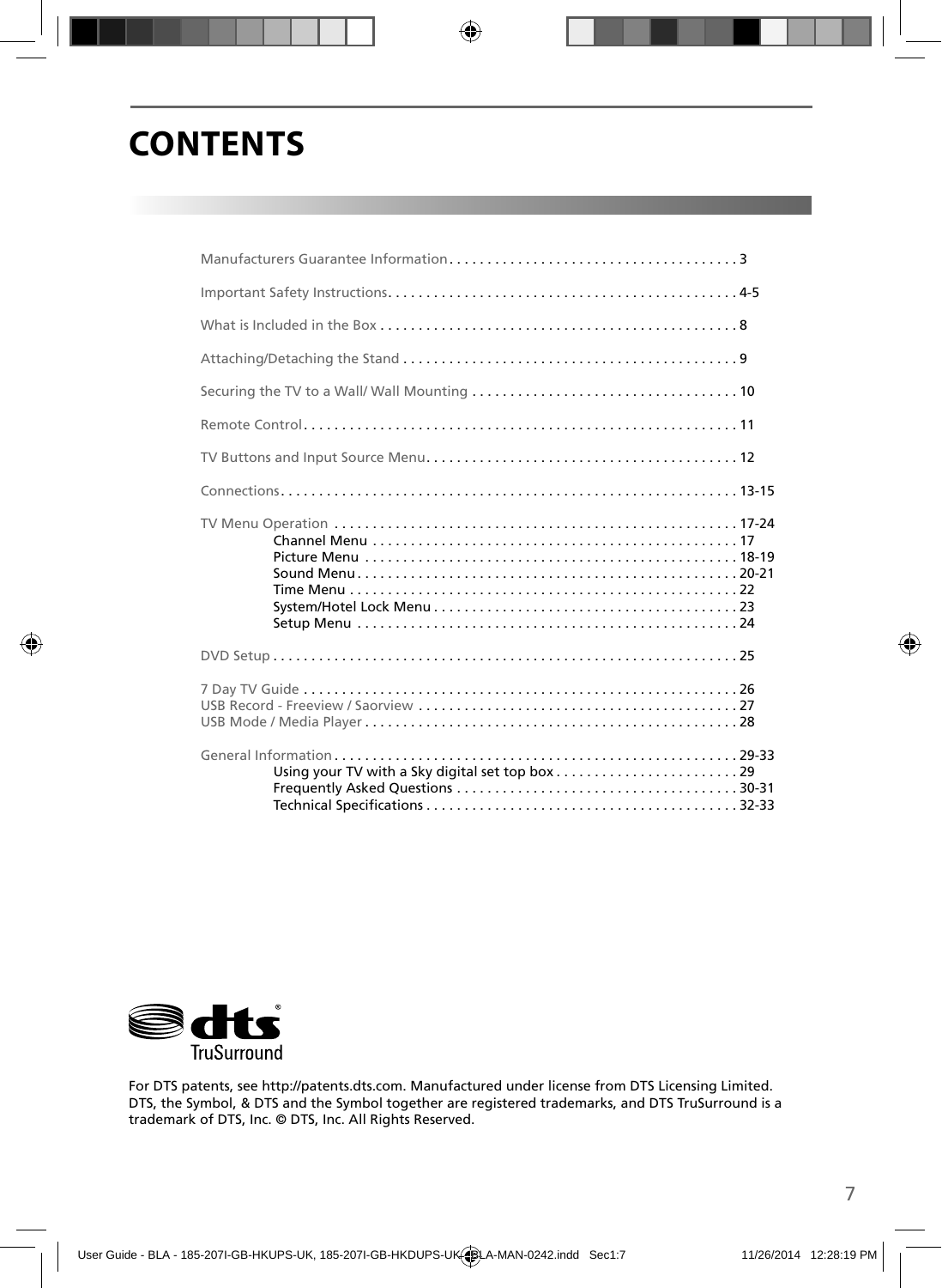# CONTENTS

Manufacturers Guarantee Information . . . . . . . . . . . . . . . . . . . . . . . . . . . . . . . . . . . . . . 3

Important Safety Instructions. . . . . . . . . . . . . . . . . . . . . . . . . . . . . . . . . . . . . . . . . . . . . . 4-5

What is Included in the Box . . . . . . . . . . . . . . . . . . . . . . . . . . . . . . . . . . . . . . . . . . . . . . . 8

Attaching/Detaching the Stand . . . . . . . . . . . . . . . . . . . . . . . . . . . . . . . . . . . . . . . . . . . . 9

Securing the TV to a Wall/ Wall Mounting . . . . . . . . . . . . . . . . . . . . . . . . . . . . . . . . . . . 10

Remote Control. . . . . . . . . . . . . . . . . . . . . . . . . . . . . . . . . . . . . . . . . . . . . . . . . . . . . . . . . 11

TV Buttons and Input Source Menu. . . . . . . . . . . . . . . . . . . . . . . . . . . . . . . . . . . . . . . . . 12

Connections. . . . . . . . . . . . . . . . . . . . . . . . . . . . . . . . . . . . . . . . . . . . . . . . . . . . . . . . . . . . 13-15

TV Menu Operation . . . . . . . . . . . . . . . . . . . . . . . . . . . . . . . . . . . . . . . . . . . . . . . . . . . . . 17-24
- Channel Menu . . . . . . . . . . . . . . . . . . . . . . . . . . . . . . . . . . . . . . . . . . . . . . . . 17
- Picture Menu . . . . . . . . . . . . . . . . . . . . . . . . . . . . . . . . . . . . . . . . . . . . . . . . . 18-19
- Sound Menu . . . . . . . . . . . . . . . . . . . . . . . . . . . . . . . . . . . . . . . . . . . . . . . . . . 20-21
- Time Menu . . . . . . . . . . . . . . . . . . . . . . . . . . . . . . . . . . . . . . . . . . . . . . . . . . . 22
- System/Hotel Lock Menu . . . . . . . . . . . . . . . . . . . . . . . . . . . . . . . . . . . . . . . . 23
- Setup Menu . . . . . . . . . . . . . . . . . . . . . . . . . . . . . . . . . . . . . . . . . . . . . . . . . . 24

DVD Setup . . . . . . . . . . . . . . . . . . . . . . . . . . . . . . . . . . . . . . . . . . . . . . . . . . . . . . . . . . . . . 25

7 Day TV Guide . . . . . . . . . . . . . . . . . . . . . . . . . . . . . . . . . . . . . . . . . . . . . . . . . . . . . . . . . 26
USB Record - Freeview / Saorview . . . . . . . . . . . . . . . . . . . . . . . . . . . . . . . . . . . . . . . . . . 27
USB Mode / Media Player . . . . . . . . . . . . . . . . . . . . . . . . . . . . . . . . . . . . . . . . . . . . . . . . . 28

General Information . . . . . . . . . . . . . . . . . . . . . . . . . . . . . . . . . . . . . . . . . . . . . . . . . . . . . 29-33
- Using your TV with a Sky digital set top box . . . . . . . . . . . . . . . . . . . . . . . . 29
- Frequently Asked Questions . . . . . . . . . . . . . . . . . . . . . . . . . . . . . . . . . . . . . 30-31
- Technical Specifications . . . . . . . . . . . . . . . . . . . . . . . . . . . . . . . . . . . . . . . . . 32-33

dts TruSurround

For DTS patents, see http://patents.dts.com. Manufactured under license from DTS Licensing Limited. DTS, the Symbol, & DTS and the Symbol together are registered trademarks, and DTS TruSurround is a trademark of DTS, Inc. © DTS, Inc. All Rights Reserved.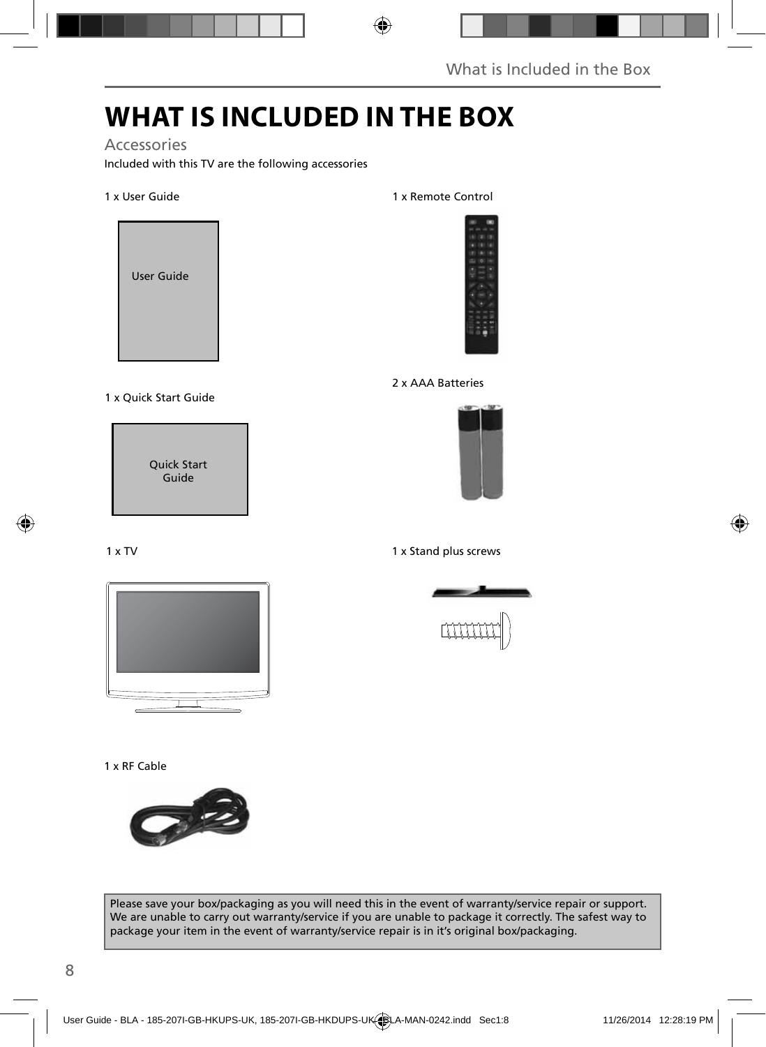# WHAT IS INCLUDED IN THE BOX

## Accessories

Included with this TV are the following accessories

1 x User Guide

User Guide

1 x Remote Control

2 x AAA Batteries

1 x Quick Start Guide

Quick Start Guide

1 x TV

1 x Stand plus screws

1 x RF Cable

Please save your box/packaging as you will need this in the event of warranty/service repair or support. We are unable to carry out warranty/service if you are unable to package it correctly. The safest way to package your item in the event of warranty/service repair is in it's original box/packaging.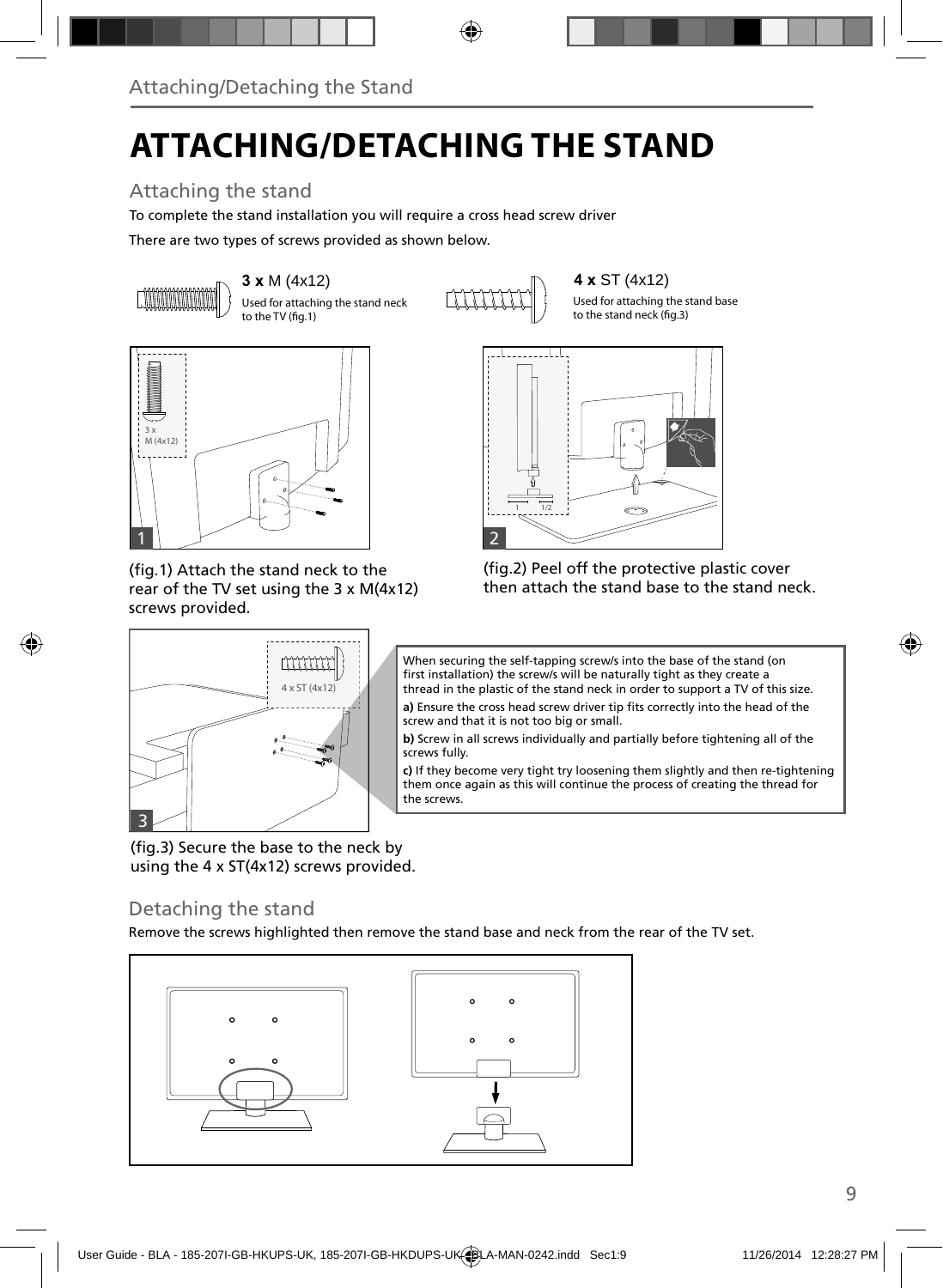# ATTACHING/DETACHING THE STAND

## Attaching the stand

To complete the stand installation you will require a cross head screw driver

There are two types of screws provided as shown below.

**3 x** M (4x12)
Used for attaching the stand neck to the TV (fig.1)

**4 x** ST (4x12)
Used for attaching the stand base to the stand neck (fig.3)

(fig.1) Attach the stand neck to the rear of the TV set using the 3 x M(4x12) screws provided.

(fig.2) Peel off the protective plastic cover then attach the stand base to the stand neck.

When securing the self-tapping screw/s into the base of the stand (on first installation) the screw/s will be naturally tight as they create a thread in the plastic of the stand neck in order to support a TV of this size.

**a)** Ensure the cross head screw driver tip fits correctly into the head of the screw and that it is not too big or small.

**b)** Screw in all screws individually and partially before tightening all of the screws fully.

**c)** If they become very tight try loosening them slightly and then re-tightening them once again as this will continue the process of creating the thread for the screws.

(fig.3) Secure the base to the neck by using the 4 x ST(4x12) screws provided.

## Detaching the stand

Remove the screws highlighted then remove the stand base and neck from the rear of the TV set.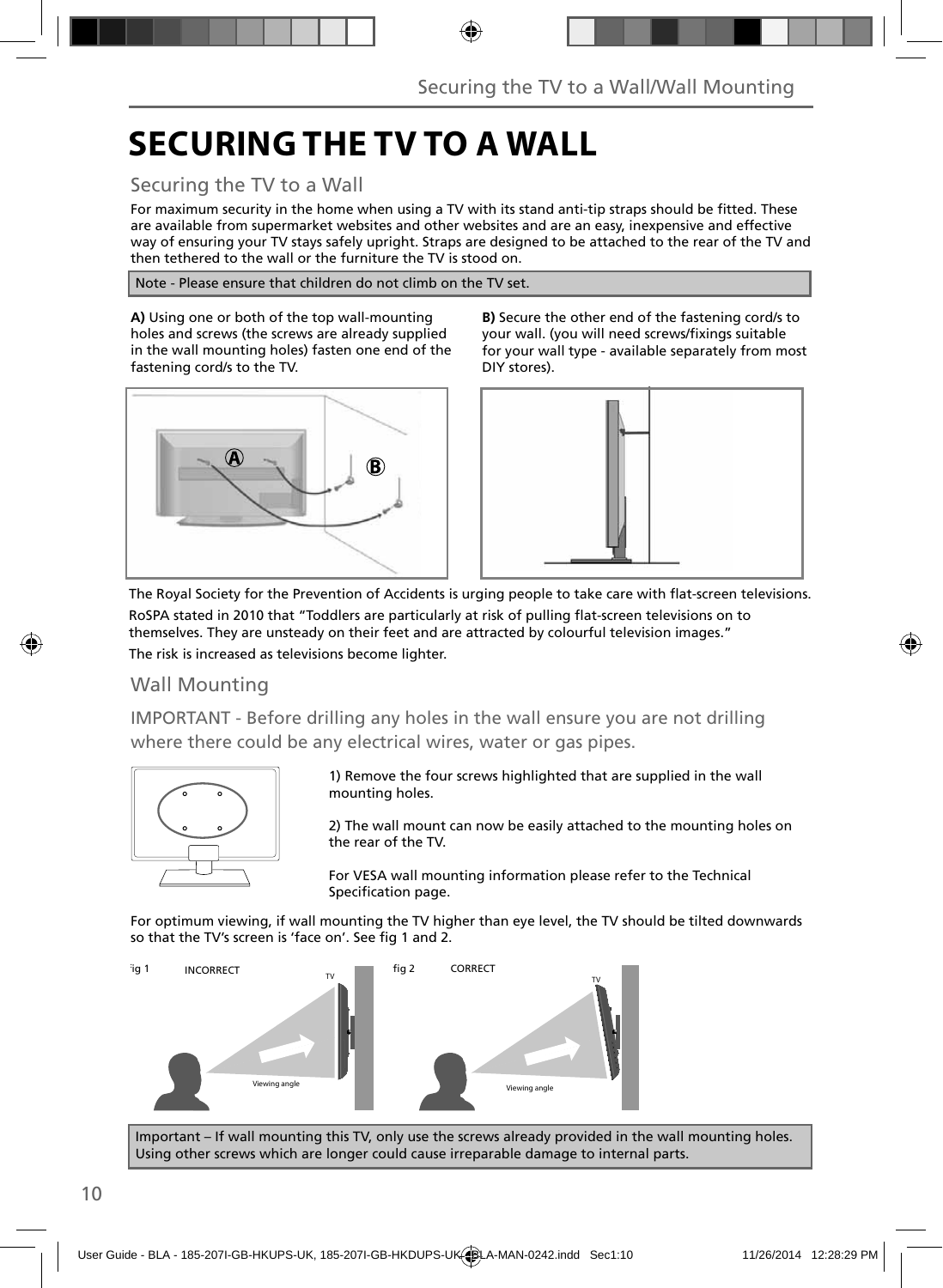# SECURING THE TV TO A WALL

## Securing the TV to a Wall

For maximum security in the home when using a TV with its stand anti-tip straps should be fitted. These are available from supermarket websites and other websites and are an easy, inexpensive and effective way of ensuring your TV stays safely upright. Straps are designed to be attached to the rear of the TV and then tethered to the wall or the furniture the TV is stood on.

Note - Please ensure that children do not climb on the TV set.

**A)** Using one or both of the top wall-mounting holes and screws (the screws are already supplied in the wall mounting holes) fasten one end of the fastening cord/s to the TV.

**B)** Secure the other end of the fastening cord/s to your wall. (you will need screws/fixings suitable for your wall type - available separately from most DIY stores).

The Royal Society for the Prevention of Accidents is urging people to take care with flat-screen televisions.

RoSPA stated in 2010 that "Toddlers are particularly at risk of pulling flat-screen televisions on to themselves. They are unsteady on their feet and are attracted by colourful television images."

The risk is increased as televisions become lighter.

## Wall Mounting

IMPORTANT - Before drilling any holes in the wall ensure you are not drilling where there could be any electrical wires, water or gas pipes.

1) Remove the four screws highlighted that are supplied in the wall mounting holes.

2) The wall mount can now be easily attached to the mounting holes on the rear of the TV.

For VESA wall mounting information please refer to the Technical Specification page.

For optimum viewing, if wall mounting the TV higher than eye level, the TV should be tilted downwards so that the TV's screen is 'face on'. See fig 1 and 2.

fig 1 INCORRECT

fig 2 CORRECT

Important – If wall mounting this TV, only use the screws already provided in the wall mounting holes. Using other screws which are longer could cause irreparable damage to internal parts.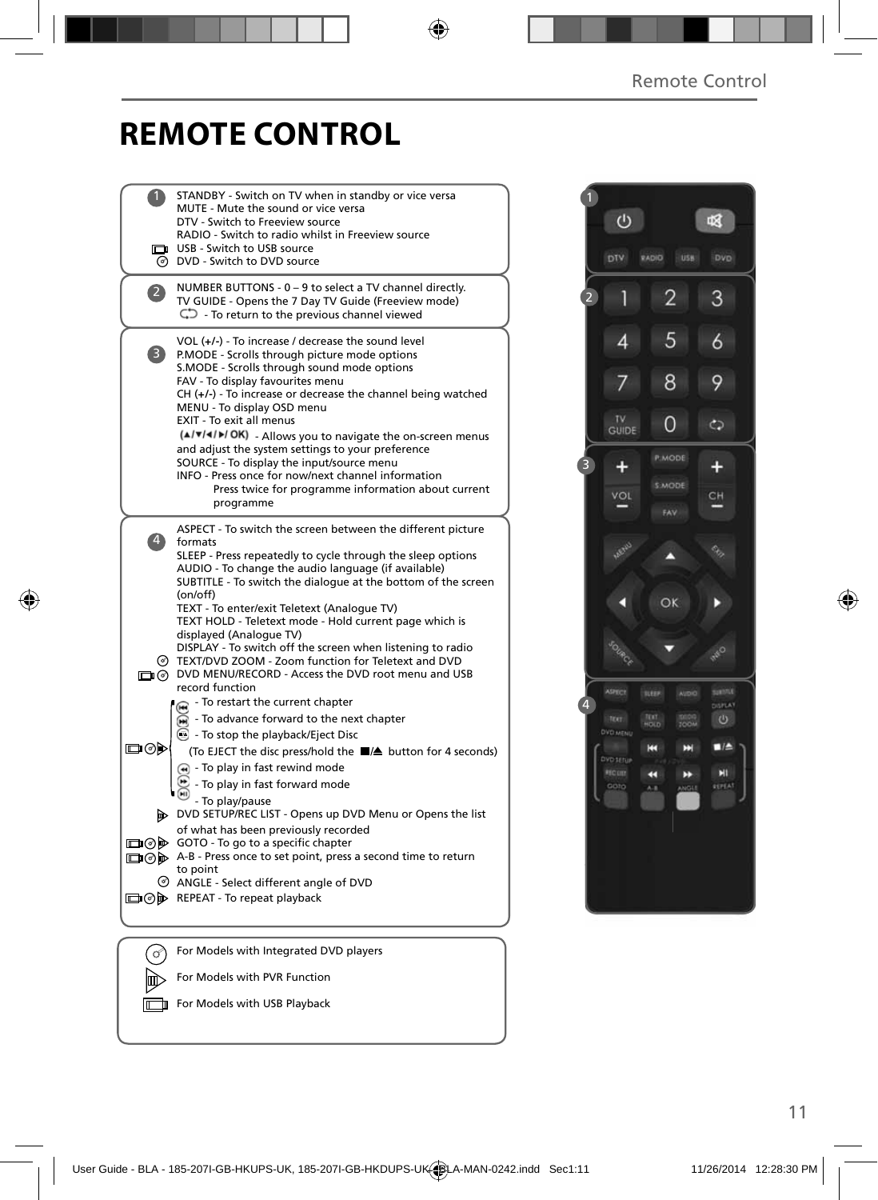# REMOTE CONTROL

**1**

- STANDBY - Switch on TV when in standby or vice versa
- MUTE - Mute the sound or vice versa
- DTV - Switch to Freeview source
- RADIO - Switch to radio whilst in Freeview source
- USB - Switch to USB source
- DVD - Switch to DVD source

**2**

- NUMBER BUTTONS - 0 – 9 to select a TV channel directly.
- TV GUIDE - Opens the 7 Day TV Guide (Freeview mode)
- ⟲ - To return to the previous channel viewed

**3**

- VOL (+/-) - To increase / decrease the sound level
- P.MODE - Scrolls through picture mode options
- S.MODE - Scrolls through sound mode options
- FAV - To display favourites menu
- CH (+/-) - To increase or decrease the channel being watched
- MENU - To display OSD menu
- EXIT - To exit all menus
- (▲/▼/◄/►/ OK) - Allows you to navigate the on-screen menus and adjust the system settings to your preference
- SOURCE - To display the input/source menu
- INFO - Press once for now/next channel information
  Press twice for programme information about current programme

**4**

- ASPECT - To switch the screen between the different picture formats
- SLEEP - Press repeatedly to cycle through the sleep options
- AUDIO - To change the audio language (if available)
- SUBTITLE - To switch the dialogue at the bottom of the screen (on/off)
- TEXT - To enter/exit Teletext (Analogue TV)
- TEXT HOLD - Teletext mode - Hold current page which is displayed (Analogue TV)
- DISPLAY - To switch off the screen when listening to radio
- TEXT/DVD ZOOM - Zoom function for Teletext and DVD
- DVD MENU/RECORD - Access the DVD root menu and USB record function
- ⏮ - To restart the current chapter
- ⏭ - To advance forward to the next chapter
- ■/⏏ - To stop the playback/Eject Disc
  (To EJECT the disc press/hold the ■/⏏ button for 4 seconds)
- ◄◄ - To play in fast rewind mode
- ►► - To play in fast forward mode
- ►II - To play/pause
- DVD SETUP/REC LIST - Opens up DVD Menu or Opens the list of what has been previously recorded
- GOTO - To go to a specific chapter
- A-B - Press once to set point, press a second time to return to point
- ANGLE - Select different angle of DVD
- REPEAT - To repeat playback

---

- For Models with Integrated DVD players
- For Models with PVR Function
- For Models with USB Playback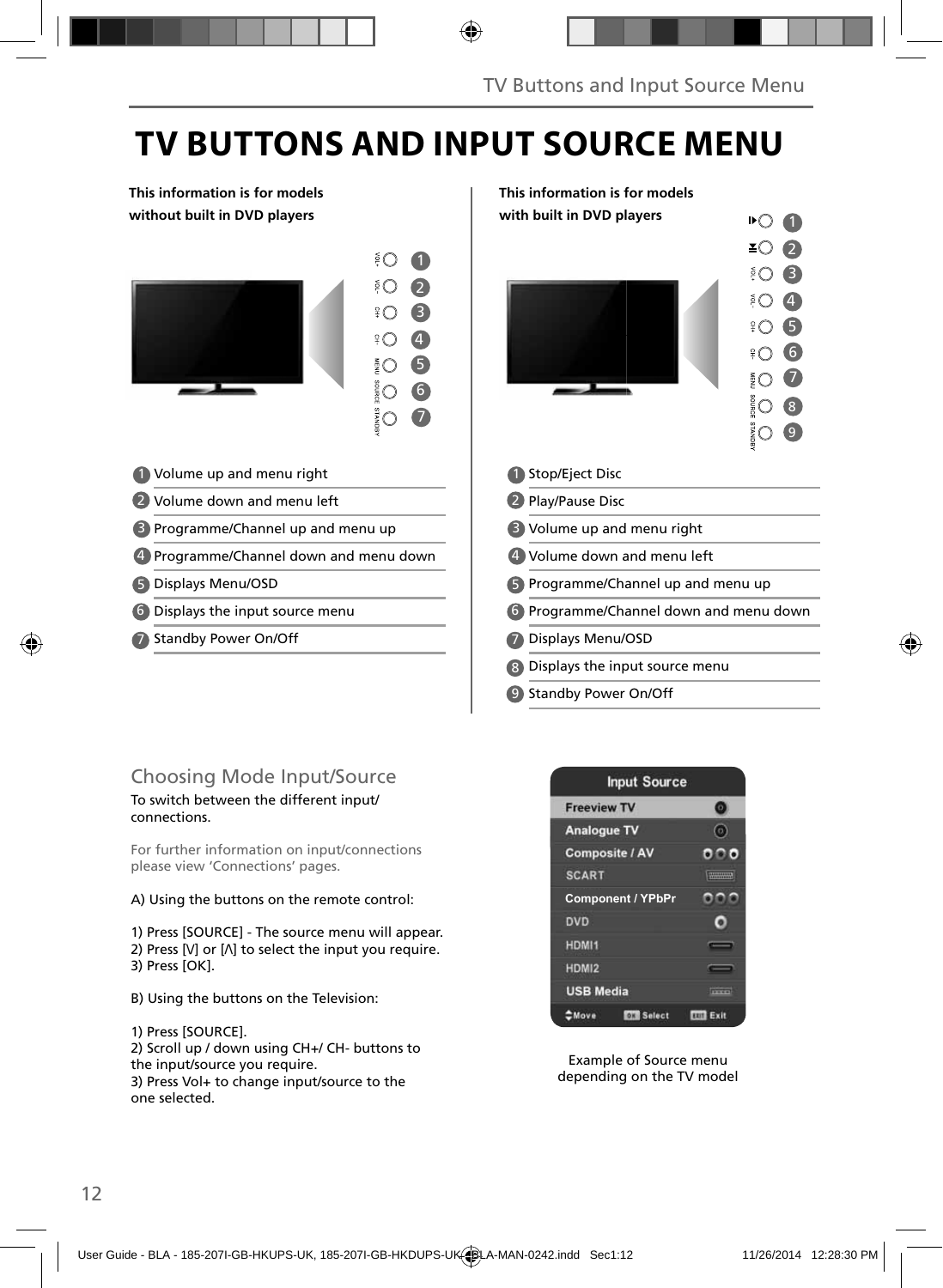# TV BUTTONS AND INPUT SOURCE MENU

**This information is for models without built in DVD players**

1. Volume up and menu right
2. Volume down and menu left
3. Programme/Channel up and menu up
4. Programme/Channel down and menu down
5. Displays Menu/OSD
6. Displays the input source menu
7. Standby Power On/Off

**This information is for models with built in DVD players**

1. Stop/Eject Disc
2. Play/Pause Disc
3. Volume up and menu right
4. Volume down and menu left
5. Programme/Channel up and menu up
6. Programme/Channel down and menu down
7. Displays Menu/OSD
8. Displays the input source menu
9. Standby Power On/Off

## Choosing Mode Input/Source

To switch between the different input/ connections.

For further information on input/connections please view 'Connections' pages.

A) Using the buttons on the remote control:

1) Press [SOURCE] - The source menu will appear.
2) Press [V] or [Λ] to select the input you require.
3) Press [OK].

B) Using the buttons on the Television:

1) Press [SOURCE].
2) Scroll up / down using CH+/ CH- buttons to the input/source you require.
3) Press Vol+ to change input/source to the one selected.

Example of Source menu depending on the TV model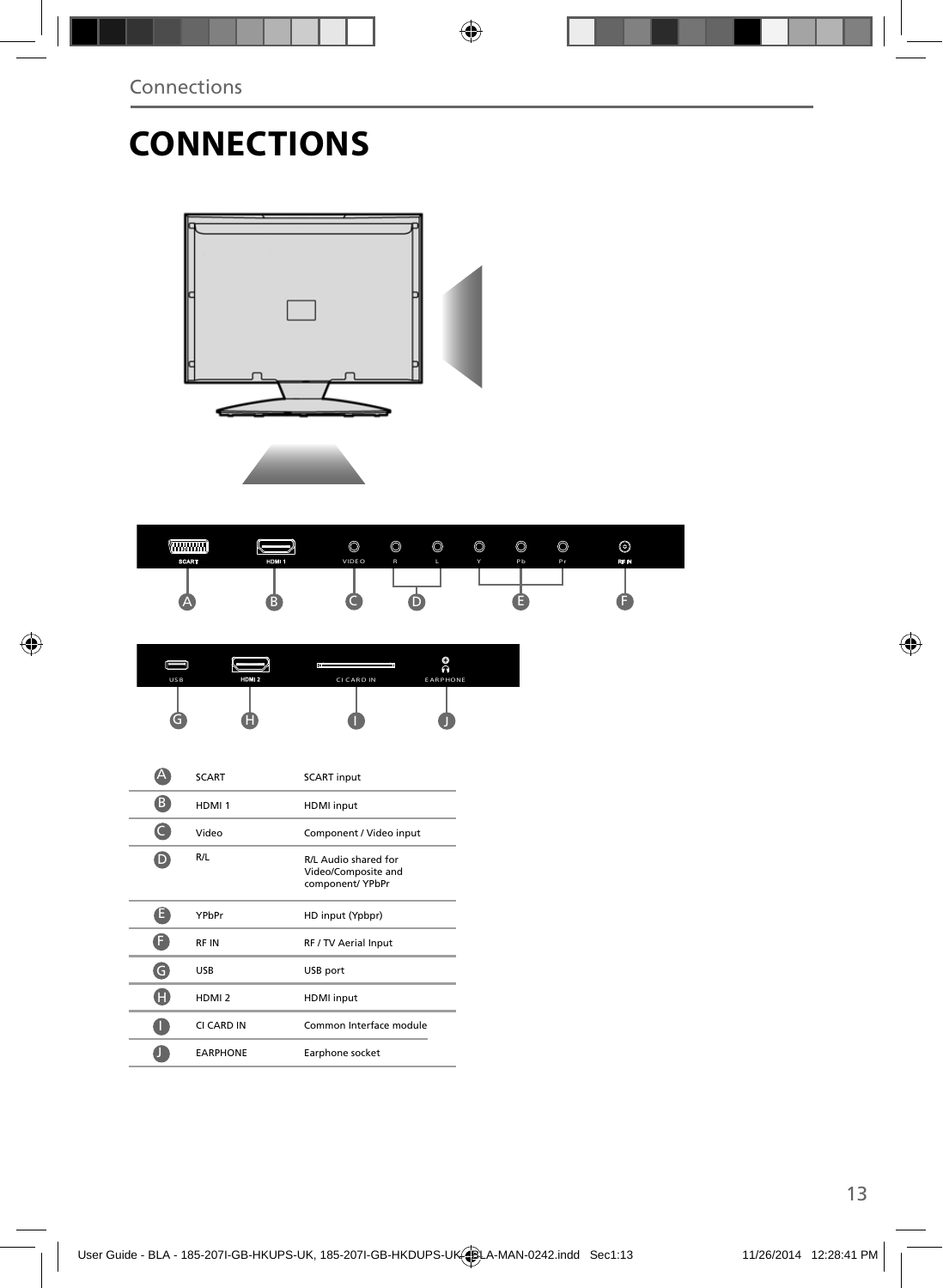# CONNECTIONS

| | | |
|---|---|---|
| A | SCART | SCART input |
| B | HDMI 1 | HDMI input |
| C | Video | Component / Video input |
| D | R/L | R/L Audio shared for Video/Composite and component/ YPbPr |
| E | YPbPr | HD input (Ypbpr) |
| F | RF IN | RF / TV Aerial Input |
| G | USB | USB port |
| H | HDMI 2 | HDMI input |
| I | CI CARD IN | Common Interface module |
| J | EARPHONE | Earphone socket |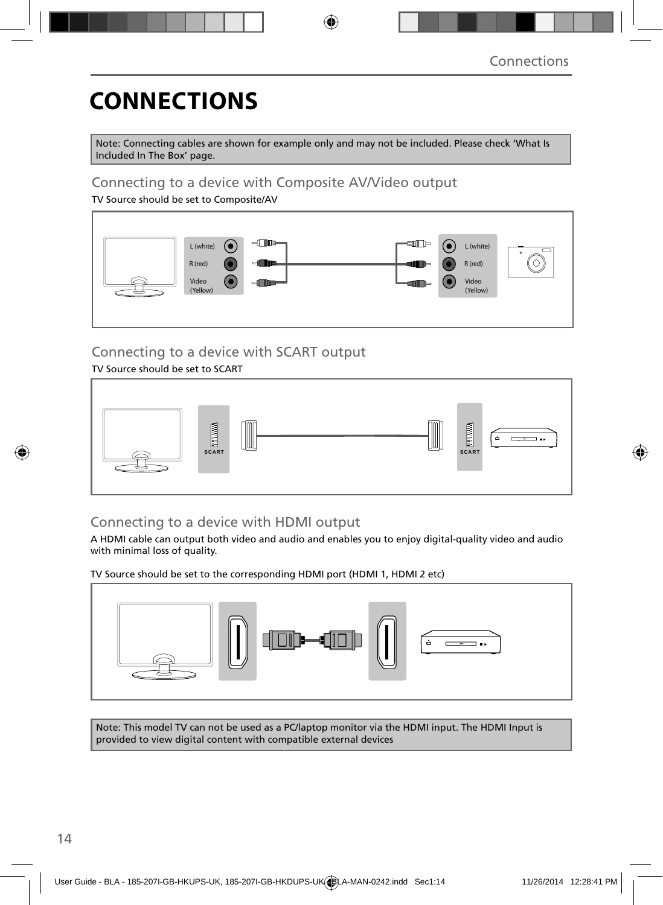# CONNECTIONS

Note: Connecting cables are shown for example only and may not be included. Please check 'What Is Included In The Box' page.

## Connecting to a device with Composite AV/Video output

TV Source should be set to Composite/AV

L (white)
R (red)
Video (Yellow)

L (white)
R (red)
Video (Yellow)

## Connecting to a device with SCART output

TV Source should be set to SCART

SCART

SCART

## Connecting to a device with HDMI output

A HDMI cable can output both video and audio and enables you to enjoy digital-quality video and audio with minimal loss of quality.

TV Source should be set to the corresponding HDMI port (HDMI 1, HDMI 2 etc)

Note: This model TV can not be used as a PC/laptop monitor via the HDMI input. The HDMI Input is provided to view digital content with compatible external devices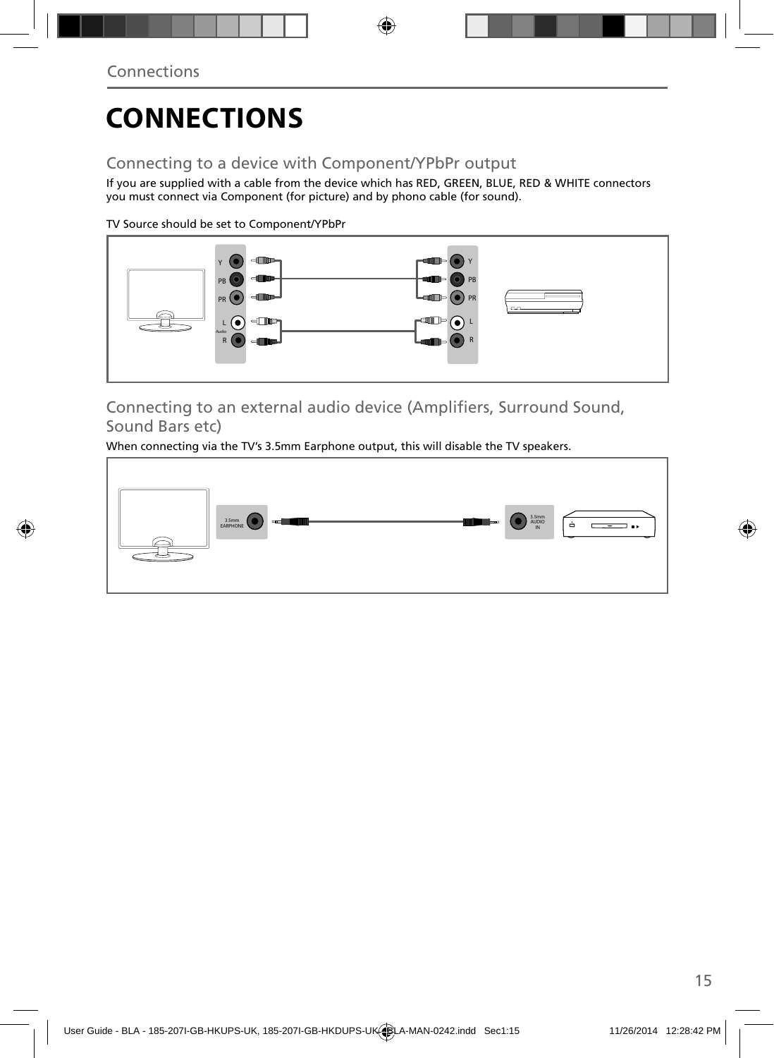# CONNECTIONS

## Connecting to a device with Component/YPbPr output

If you are supplied with a cable from the device which has RED, GREEN, BLUE, RED & WHITE connectors you must connect via Component (for picture) and by phono cable (for sound).

TV Source should be set to Component/YPbPr

## Connecting to an external audio device (Amplifiers, Surround Sound, Sound Bars etc)

When connecting via the TV's 3.5mm Earphone output, this will disable the TV speakers.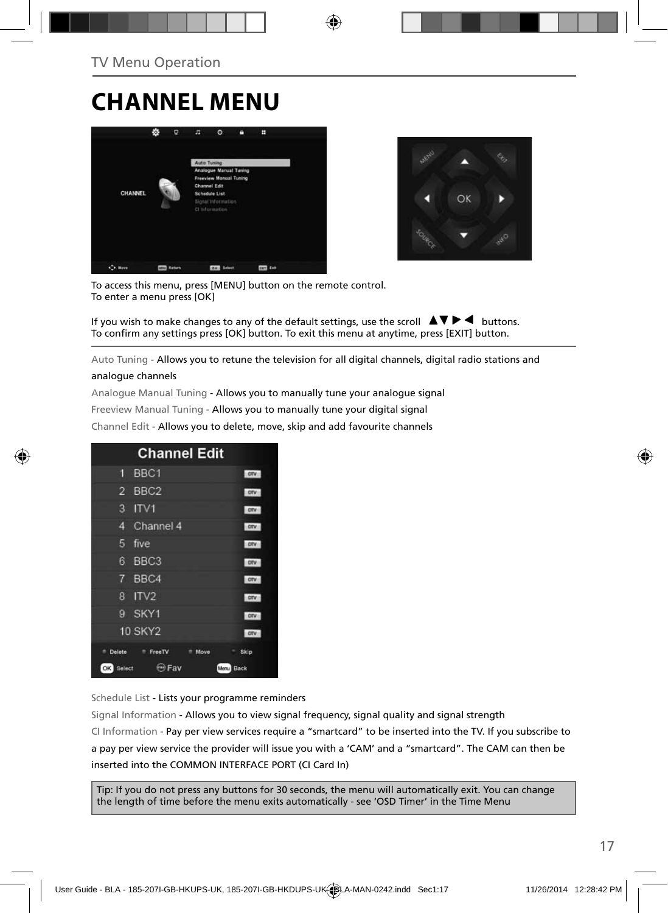TV Menu Operation

# CHANNEL MENU

To access this menu, press [MENU] button on the remote control.
To enter a menu press [OK]

If you wish to make changes to any of the default settings, use the scroll ▲▼ ▶ ◀ buttons.
To confirm any settings press [OK] button. To exit this menu at anytime, press [EXIT] button.

Auto Tuning - Allows you to retune the television for all digital channels, digital radio stations and analogue channels

Analogue Manual Tuning - Allows you to manually tune your analogue signal

Freeview Manual Tuning - Allows you to manually tune your digital signal

Channel Edit - Allows you to delete, move, skip and add favourite channels

Schedule List - Lists your programme reminders

Signal Information - Allows you to view signal frequency, signal quality and signal strength

CI Information - Pay per view services require a “smartcard” to be inserted into the TV. If you subscribe to a pay per view service the provider will issue you with a ‘CAM’ and a “smartcard”. The CAM can then be inserted into the COMMON INTERFACE PORT (CI Card In)

Tip: If you do not press any buttons for 30 seconds, the menu will automatically exit. You can change the length of time before the menu exits automatically - see ‘OSD Timer’ in the Time Menu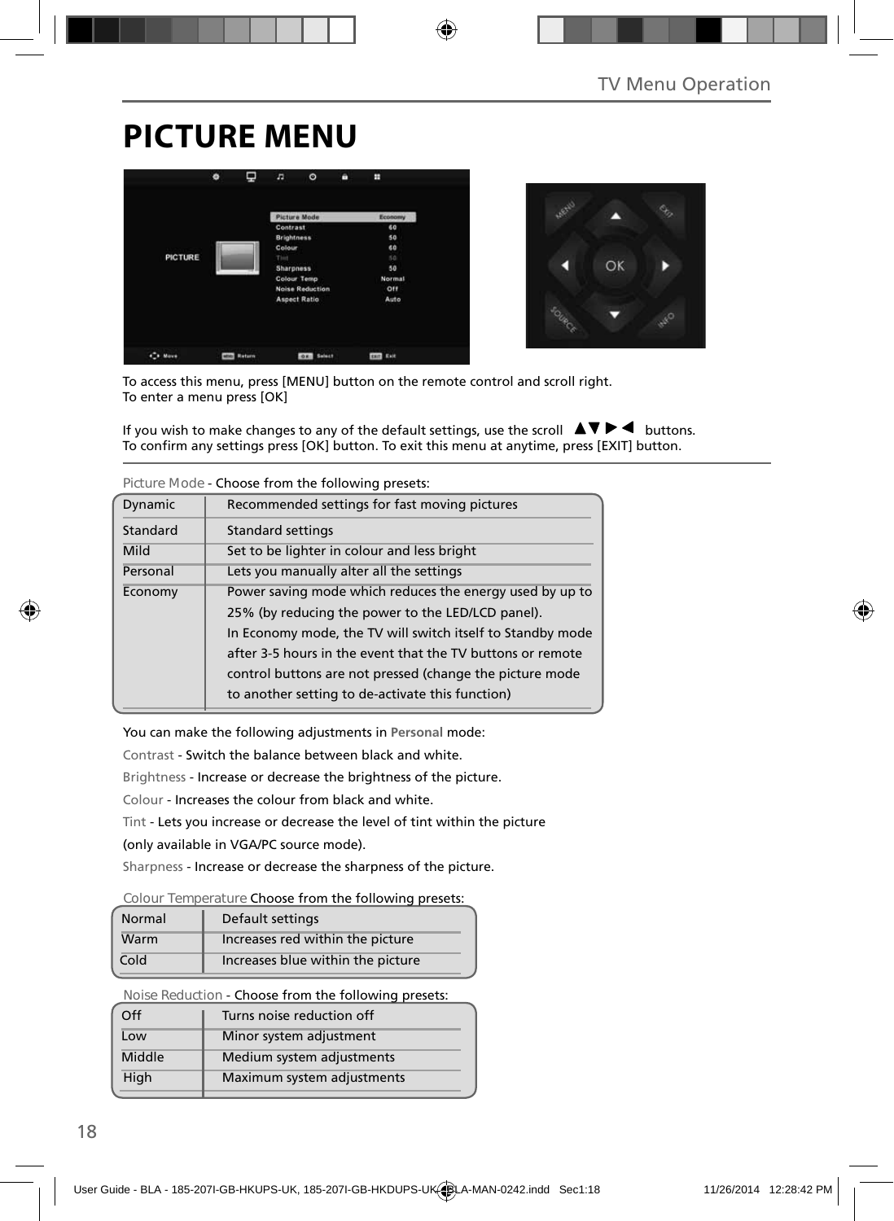# PICTURE MENU

To access this menu, press [MENU] button on the remote control and scroll right.
To enter a menu press [OK]

If you wish to make changes to any of the default settings, use the scroll ▲▼ ▶ ◀ buttons.
To confirm any settings press [OK] button. To exit this menu at anytime, press [EXIT] button.

Picture Mode - Choose from the following presets:

| | |
|---|---|
| Dynamic | Recommended settings for fast moving pictures |
| Standard | Standard settings |
| Mild | Set to be lighter in colour and less bright |
| Personal | Lets you manually alter all the settings |
| Economy | Power saving mode which reduces the energy used by up to 25% (by reducing the power to the LED/LCD panel). In Economy mode, the TV will switch itself to Standby mode after 3-5 hours in the event that the TV buttons or remote control buttons are not pressed (change the picture mode to another setting to de-activate this function) |

You can make the following adjustments in **Personal** mode:

Contrast - Switch the balance between black and white.

Brightness - Increase or decrease the brightness of the picture.

Colour - Increases the colour from black and white.

Tint - Lets you increase or decrease the level of tint within the picture (only available in VGA/PC source mode).

Sharpness - Increase or decrease the sharpness of the picture.

Colour Temperature Choose from the following presets:

| | |
|---|---|
| Normal | Default settings |
| Warm | Increases red within the picture |
| Cold | Increases blue within the picture |

Noise Reduction - Choose from the following presets:

| | |
|---|---|
| Off | Turns noise reduction off |
| Low | Minor system adjustment |
| Middle | Medium system adjustments |
| High | Maximum system adjustments |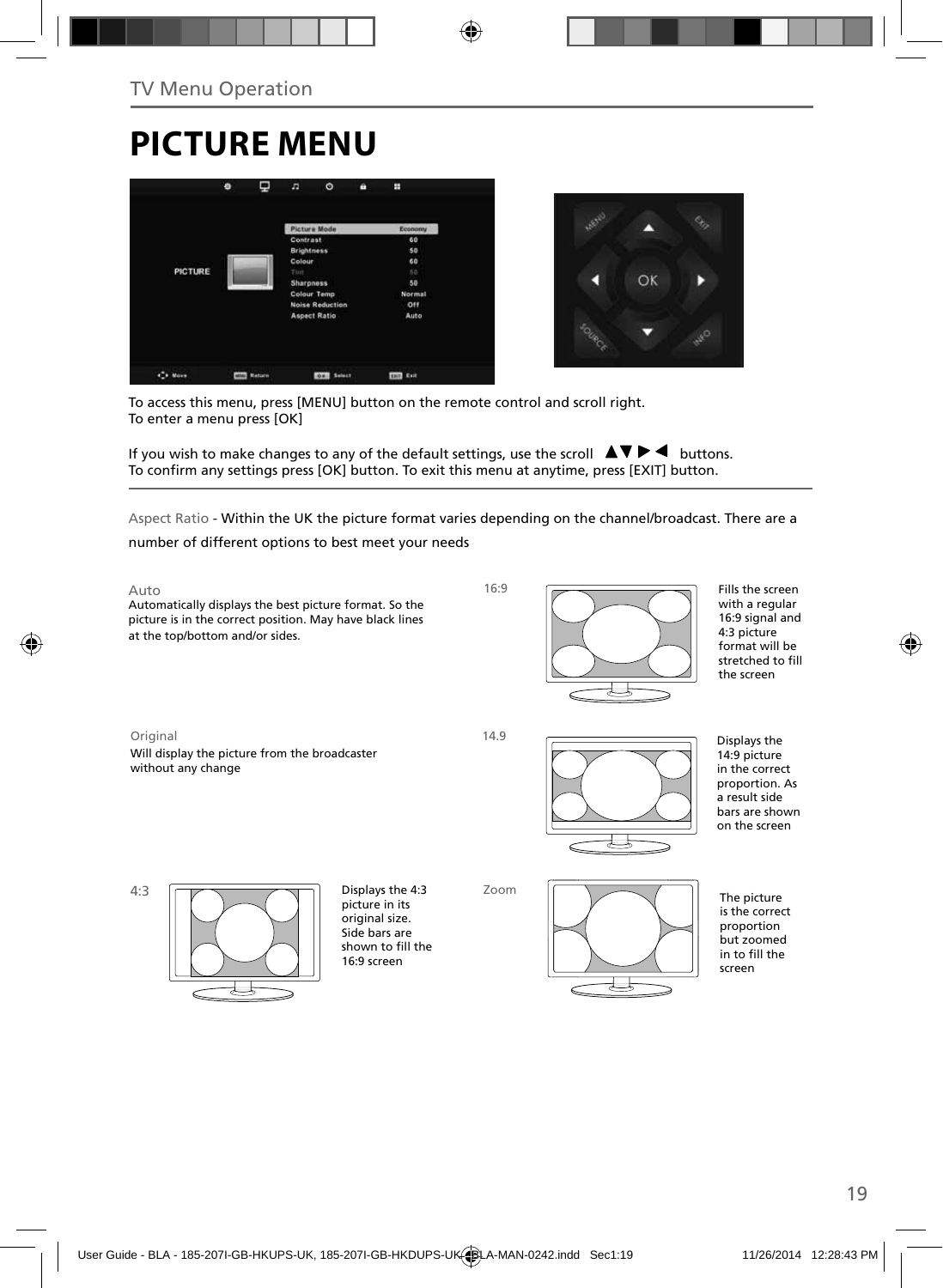## TV Menu Operation

# PICTURE MENU

To access this menu, press [MENU] button on the remote control and scroll right.
To enter a menu press [OK]

If you wish to make changes to any of the default settings, use the scroll ▲▼▶◀ buttons.
To confirm any settings press [OK] button. To exit this menu at anytime, press [EXIT] button.

Aspect Ratio - Within the UK the picture format varies depending on the channel/broadcast. There are a number of different options to best meet your needs

**Auto**
Automatically displays the best picture format. So the picture is in the correct position. May have black lines at the top/bottom and/or sides.

**16:9**
Fills the screen with a regular 16:9 signal and 4:3 picture format will be stretched to fill the screen

**Original**
Will display the picture from the broadcaster without any change

**14.9**
Displays the 14:9 picture in the correct proportion. As a result side bars are shown on the screen

**4:3**
Displays the 4:3 picture in its original size. Side bars are shown to fill the 16:9 screen

**Zoom**
The picture is the correct proportion but zoomed in to fill the screen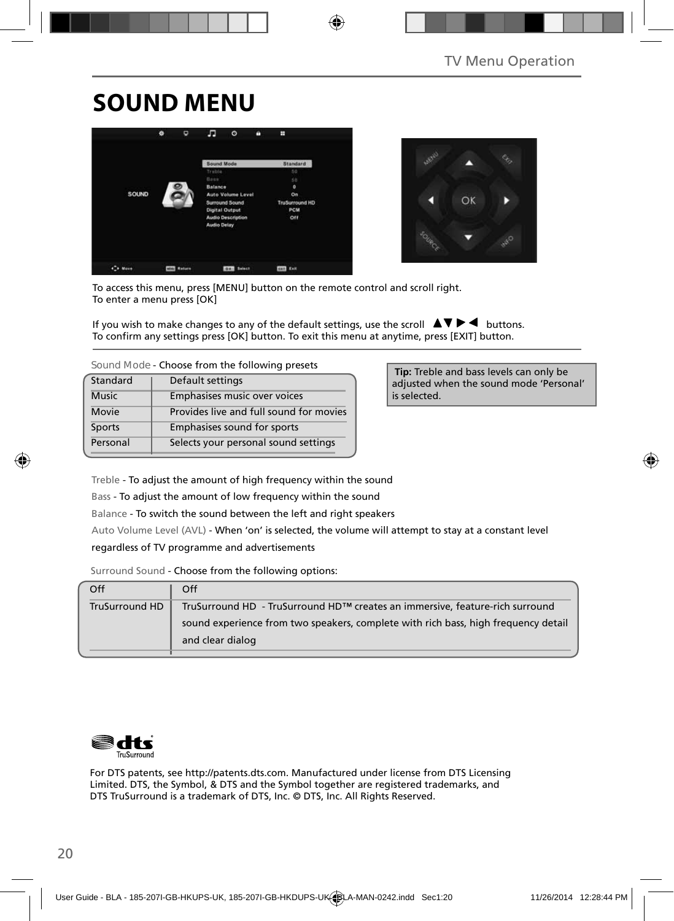TV Menu Operation

# SOUND MENU

To access this menu, press [MENU] button on the remote control and scroll right.
To enter a menu press [OK]

If you wish to make changes to any of the default settings, use the scroll ▲▼▶◀ buttons.
To confirm any settings press [OK] button. To exit this menu at anytime, press [EXIT] button.

Sound Mode - Choose from the following presets

| Standard | Default settings |
|---|---|
| Music | Emphasises music over voices |
| Movie | Provides live and full sound for movies |
| Sports | Emphasises sound for sports |
| Personal | Selects your personal sound settings |

**Tip:** Treble and bass levels can only be adjusted when the sound mode 'Personal' is selected.

Treble - To adjust the amount of high frequency within the sound

Bass - To adjust the amount of low frequency within the sound

Balance - To switch the sound between the left and right speakers

Auto Volume Level (AVL) - When 'on' is selected, the volume will attempt to stay at a constant level regardless of TV programme and advertisements

Surround Sound - Choose from the following options:

| Off | Off |
|---|---|
| TruSurround HD | TruSurround HD - TruSurround HD™ creates an immersive, feature-rich surround sound experience from two speakers, complete with rich bass, high frequency detail and clear dialog |

For DTS patents, see http://patents.dts.com. Manufactured under license from DTS Licensing Limited. DTS, the Symbol, & DTS and the Symbol together are registered trademarks, and DTS TruSurround is a trademark of DTS, Inc. © DTS, Inc. All Rights Reserved.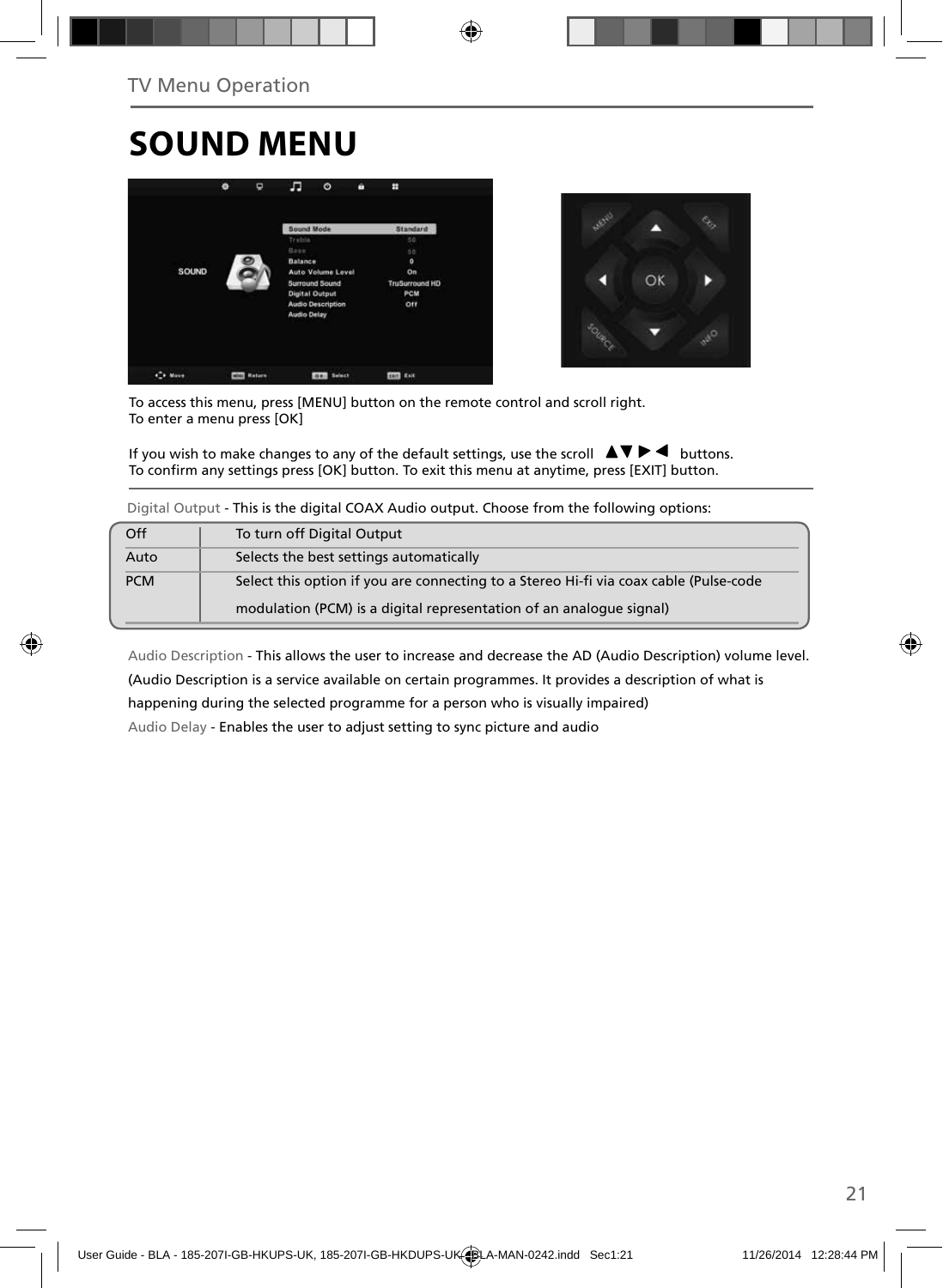TV Menu Operation

# SOUND MENU

To access this menu, press [MENU] button on the remote control and scroll right.
To enter a menu press [OK]

If you wish to make changes to any of the default settings, use the scroll ▲▼▶◀ buttons.
To confirm any settings press [OK] button. To exit this menu at anytime, press [EXIT] button.

Digital Output - This is the digital COAX Audio output. Choose from the following options:

| Off | To turn off Digital Output |
|---|---|
| Auto | Selects the best settings automatically |
| PCM | Select this option if you are connecting to a Stereo Hi-fi via coax cable (Pulse-code modulation (PCM) is a digital representation of an analogue signal) |

Audio Description - This allows the user to increase and decrease the AD (Audio Description) volume level. (Audio Description is a service available on certain programmes. It provides a description of what is happening during the selected programme for a person who is visually impaired)

Audio Delay - Enables the user to adjust setting to sync picture and audio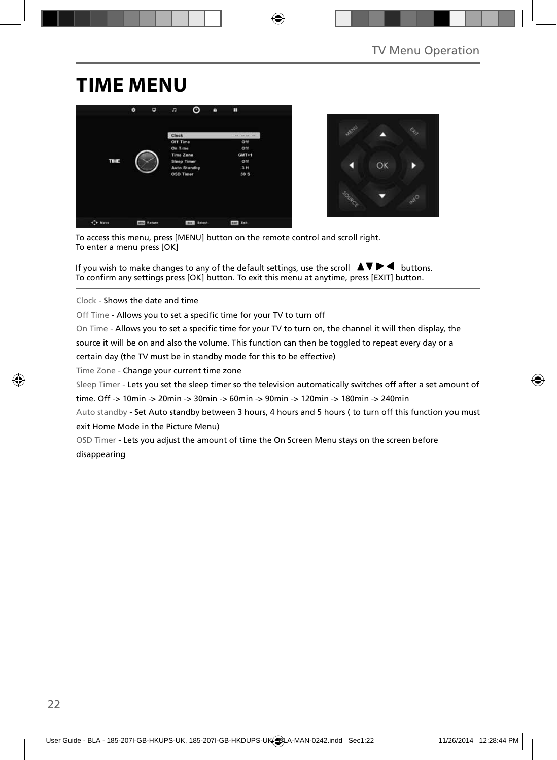# TIME MENU

To access this menu, press [MENU] button on the remote control and scroll right.
To enter a menu press [OK]

If you wish to make changes to any of the default settings, use the scroll ▲▼▶◀ buttons.
To confirm any settings press [OK] button. To exit this menu at anytime, press [EXIT] button.

Clock - Shows the date and time

Off Time - Allows you to set a specific time for your TV to turn off

On Time - Allows you to set a specific time for your TV to turn on, the channel it will then display, the source it will be on and also the volume. This function can then be toggled to repeat every day or a certain day (the TV must be in standby mode for this to be effective)

Time Zone - Change your current time zone

Sleep Timer - Lets you set the sleep timer so the television automatically switches off after a set amount of time. Off -> 10min -> 20min -> 30min -> 60min -> 90min -> 120min -> 180min -> 240min

Auto standby - Set Auto standby between 3 hours, 4 hours and 5 hours ( to turn off this function you must exit Home Mode in the Picture Menu)

OSD Timer - Lets you adjust the amount of time the On Screen Menu stays on the screen before disappearing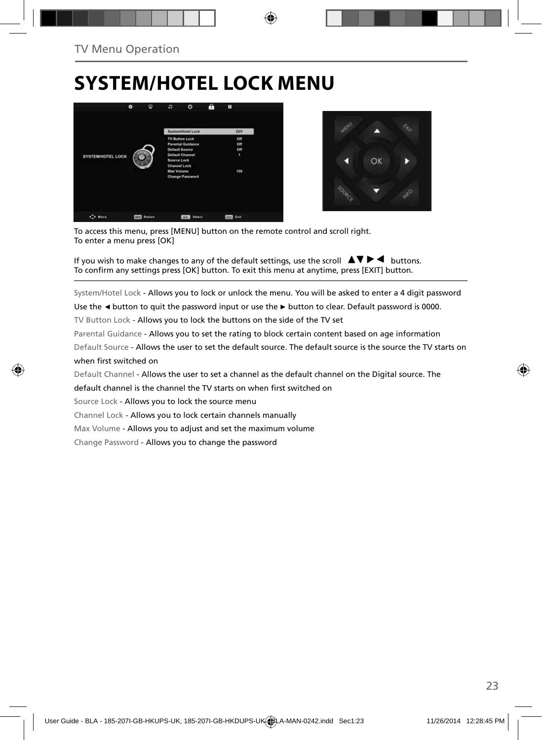TV Menu Operation

# SYSTEM/HOTEL LOCK MENU

To access this menu, press [MENU] button on the remote control and scroll right.
To enter a menu press [OK]

If you wish to make changes to any of the default settings, use the scroll ▲▼ ▶ ◀ buttons.
To confirm any settings press [OK] button. To exit this menu at anytime, press [EXIT] button.

System/Hotel Lock - Allows you to lock or unlock the menu. You will be asked to enter a 4 digit password
Use the ◄ button to quit the password input or use the ► button to clear. Default password is 0000.

TV Button Lock - Allows you to lock the buttons on the side of the TV set

Parental Guidance - Allows you to set the rating to block certain content based on age information

Default Source - Allows the user to set the default source. The default source is the source the TV starts on when first switched on

Default Channel - Allows the user to set a channel as the default channel on the Digital source. The default channel is the channel the TV starts on when first switched on

Source Lock - Allows you to lock the source menu

Channel Lock - Allows you to lock certain channels manually

Max Volume - Allows you to adjust and set the maximum volume

Change Password - Allows you to change the password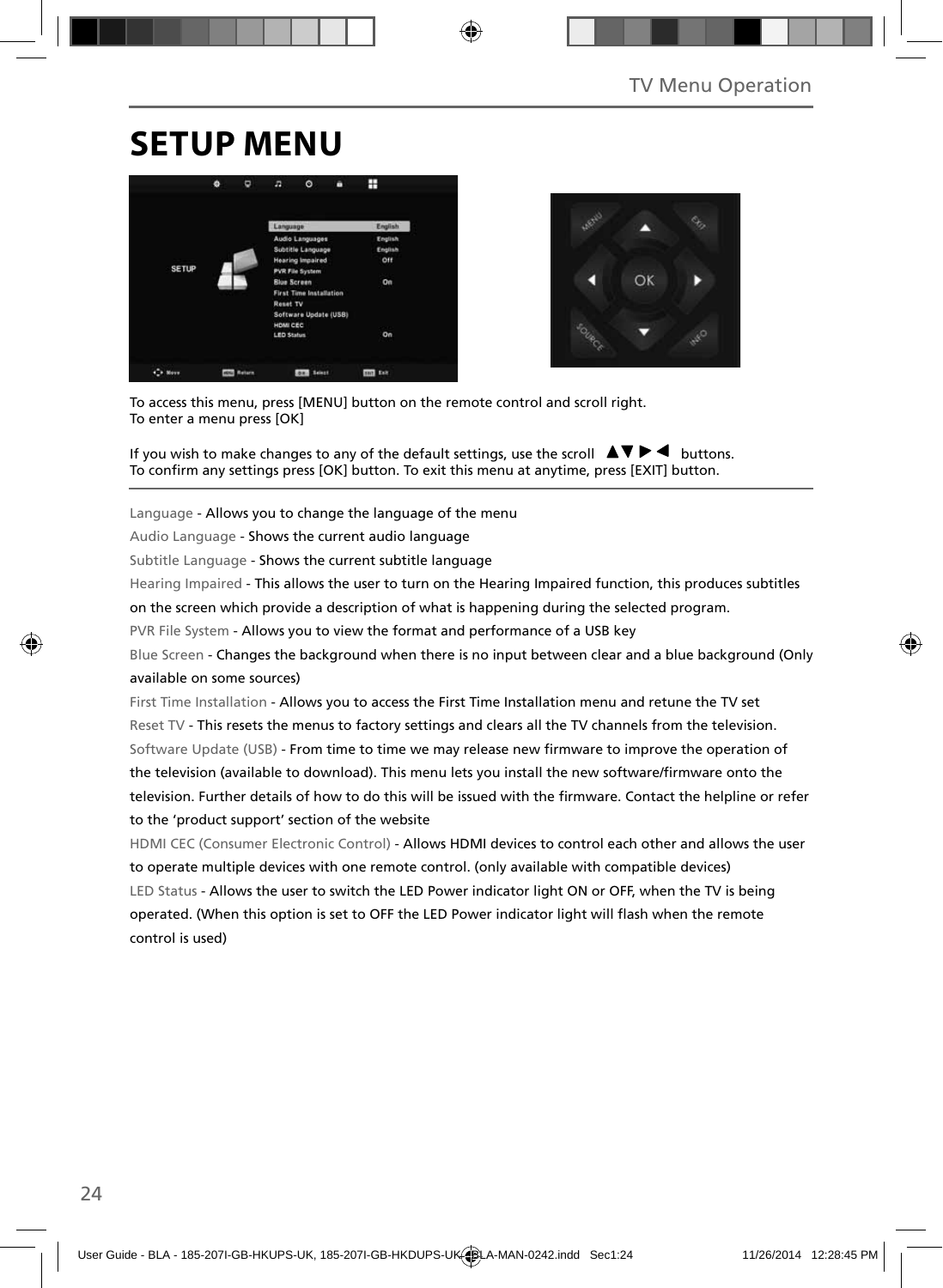# SETUP MENU

To access this menu, press [MENU] button on the remote control and scroll right.
To enter a menu press [OK]

If you wish to make changes to any of the default settings, use the scroll ▲▼▶◀ buttons.
To confirm any settings press [OK] button. To exit this menu at anytime, press [EXIT] button.

Language - Allows you to change the language of the menu

Audio Language - Shows the current audio language

Subtitle Language - Shows the current subtitle language

Hearing Impaired - This allows the user to turn on the Hearing Impaired function, this produces subtitles on the screen which provide a description of what is happening during the selected program.

PVR File System - Allows you to view the format and performance of a USB key

Blue Screen - Changes the background when there is no input between clear and a blue background (Only available on some sources)

First Time Installation - Allows you to access the First Time Installation menu and retune the TV set

Reset TV - This resets the menus to factory settings and clears all the TV channels from the television.

Software Update (USB) - From time to time we may release new firmware to improve the operation of the television (available to download). This menu lets you install the new software/firmware onto the television. Further details of how to do this will be issued with the firmware. Contact the helpline or refer to the 'product support' section of the website

HDMI CEC (Consumer Electronic Control) - Allows HDMI devices to control each other and allows the user to operate multiple devices with one remote control. (only available with compatible devices)

LED Status - Allows the user to switch the LED Power indicator light ON or OFF, when the TV is being operated. (When this option is set to OFF the LED Power indicator light will flash when the remote control is used)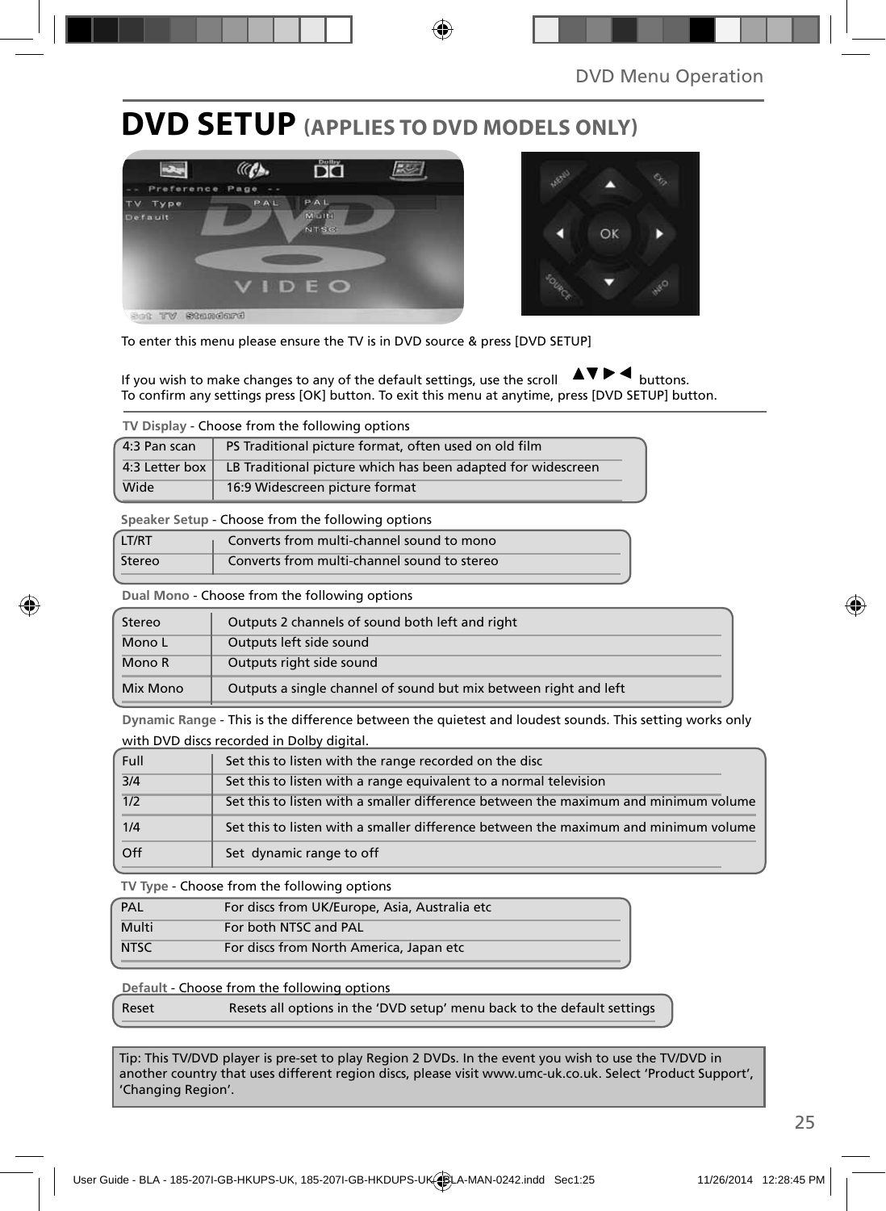# DVD SETUP (APPLIES TO DVD MODELS ONLY)

To enter this menu please ensure the TV is in DVD source & press [DVD SETUP]

If you wish to make changes to any of the default settings, use the scroll ▲▼▶◀ buttons.
To confirm any settings press [OK] button. To exit this menu at anytime, press [DVD SETUP] button.

**TV Display** - Choose from the following options

| | |
|---|---|
| 4:3 Pan scan | PS Traditional picture format, often used on old film |
| 4:3 Letter box | LB Traditional picture which has been adapted for widescreen |
| Wide | 16:9 Widescreen picture format |

**Speaker Setup** - Choose from the following options

| | |
|---|---|
| LT/RT | Converts from multi-channel sound to mono |
| Stereo | Converts from multi-channel sound to stereo |

**Dual Mono** - Choose from the following options

| | |
|---|---|
| Stereo | Outputs 2 channels of sound both left and right |
| Mono L | Outputs left side sound |
| Mono R | Outputs right side sound |
| Mix Mono | Outputs a single channel of sound but mix between right and left |

**Dynamic Range** - This is the difference between the quietest and loudest sounds. This setting works only with DVD discs recorded in Dolby digital.

| | |
|---|---|
| Full | Set this to listen with the range recorded on the disc |
| 3/4 | Set this to listen with a range equivalent to a normal television |
| 1/2 | Set this to listen with a smaller difference between the maximum and minimum volume |
| 1/4 | Set this to listen with a smaller difference between the maximum and minimum volume |
| Off | Set dynamic range to off |

**TV Type** - Choose from the following options

| | |
|---|---|
| PAL | For discs from UK/Europe, Asia, Australia etc |
| Multi | For both NTSC and PAL |
| NTSC | For discs from North America, Japan etc |

**Default** - Choose from the following options

| | |
|---|---|
| Reset | Resets all options in the 'DVD setup' menu back to the default settings |

Tip: This TV/DVD player is pre-set to play Region 2 DVDs. In the event you wish to use the TV/DVD in another country that uses different region discs, please visit www.umc-uk.co.uk. Select 'Product Support', 'Changing Region'.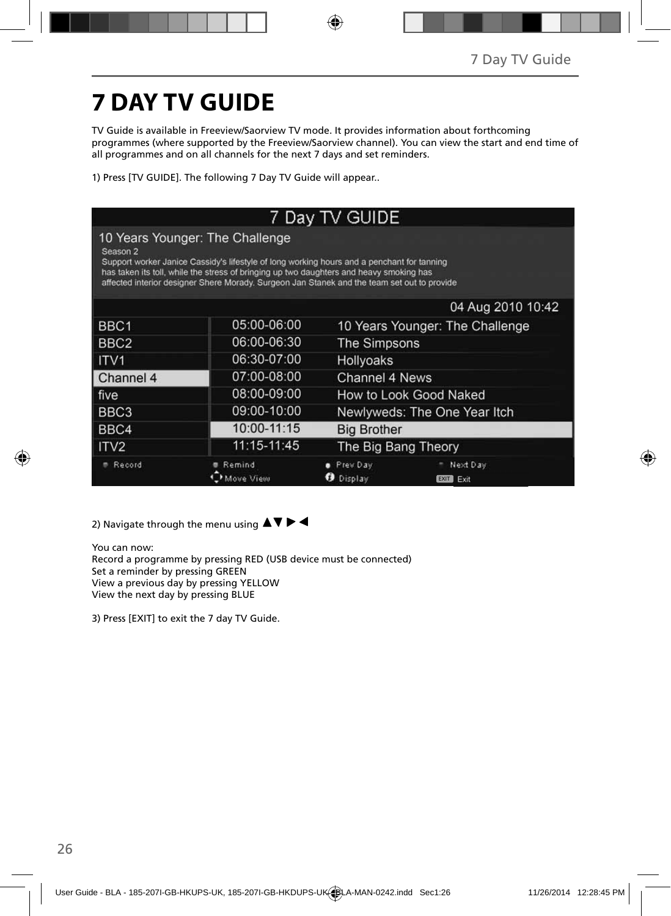# 7 DAY TV GUIDE

TV Guide is available in Freeview/Saorview TV mode. It provides information about forthcoming programmes (where supported by the Freeview/Saorview channel). You can view the start and end time of all programmes and on all channels for the next 7 days and set reminders.

1) Press [TV GUIDE]. The following 7 Day TV Guide will appear..

7 Day TV GUIDE

10 Years Younger: The Challenge
Season 2
Support worker Janice Cassidy's lifestyle of long working hours and a penchant for tanning has taken its toll, while the stress of bringing up two daughters and heavy smoking has affected interior designer Shere Morady. Surgeon Jan Stanek and the team set out to provide

04 Aug 2010 10:42

| | | |
|---|---|---|
| BBC1 | 05:00-06:00 | 10 Years Younger: The Challenge |
| BBC2 | 06:00-06:30 | The Simpsons |
| ITV1 | 06:30-07:00 | Hollyoaks |
| Channel 4 | 07:00-08:00 | Channel 4 News |
| five | 08:00-09:00 | How to Look Good Naked |
| BBC3 | 09:00-10:00 | Newlyweds: The One Year Itch |
| BBC4 | 10:00-11:15 | Big Brother |
| ITV2 | 11:15-11:45 | The Big Bang Theory |

Record | Remind | Prev Day | Next Day
Move View | Display | EXIT Exit

2) Navigate through the menu using ▲▼ ► ◄

You can now:
Record a programme by pressing RED (USB device must be connected)
Set a reminder by pressing GREEN
View a previous day by pressing YELLOW
View the next day by pressing BLUE

3) Press [EXIT] to exit the 7 day TV Guide.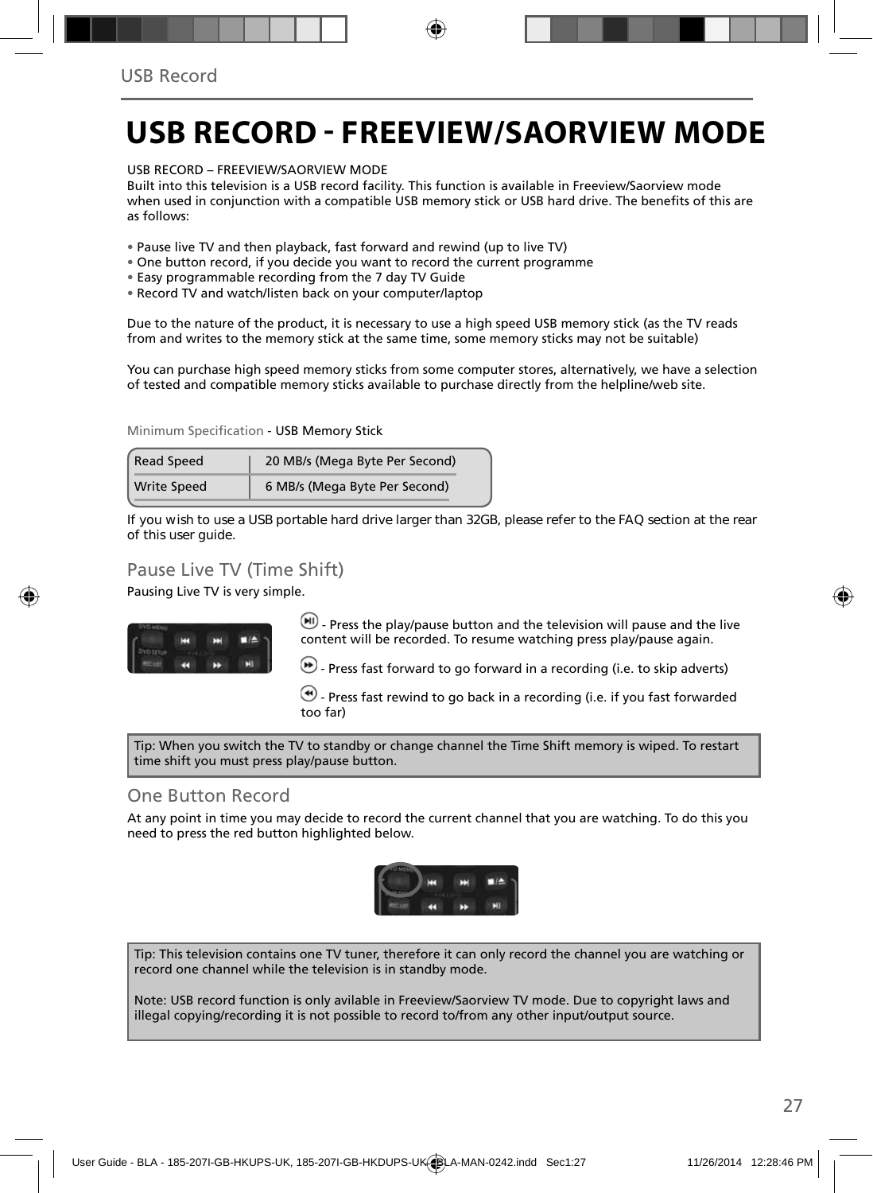# USB RECORD - FREEVIEW/SAORVIEW MODE

USB RECORD – FREEVIEW/SAORVIEW MODE
Built into this television is a USB record facility. This function is available in Freeview/Saorview mode when used in conjunction with a compatible USB memory stick or USB hard drive. The benefits of this are as follows:

- Pause live TV and then playback, fast forward and rewind (up to live TV)
- One button record, if you decide you want to record the current programme
- Easy programmable recording from the 7 day TV Guide
- Record TV and watch/listen back on your computer/laptop

Due to the nature of the product, it is necessary to use a high speed USB memory stick (as the TV reads from and writes to the memory stick at the same time, some memory sticks may not be suitable)

You can purchase high speed memory sticks from some computer stores, alternatively, we have a selection of tested and compatible memory sticks available to purchase directly from the helpline/web site.

Minimum Specification - USB Memory Stick

| Read Speed | 20 MB/s (Mega Byte Per Second) |
|---|---|
| Write Speed | 6 MB/s (Mega Byte Per Second) |

If you wish to use a USB portable hard drive larger than 32GB, please refer to the FAQ section at the rear of this user guide.

## Pause Live TV (Time Shift)

Pausing Live TV is very simple.

- Press the play/pause button and the television will pause and the live content will be recorded. To resume watching press play/pause again.

- Press fast forward to go forward in a recording (i.e. to skip adverts)

- Press fast rewind to go back in a recording (i.e. if you fast forwarded too far)

Tip: When you switch the TV to standby or change channel the Time Shift memory is wiped. To restart time shift you must press play/pause button.

## One Button Record

At any point in time you may decide to record the current channel that you are watching. To do this you need to press the red button highlighted below.

Tip: This television contains one TV tuner, therefore it can only record the channel you are watching or record one channel while the television is in standby mode.

Note: USB record function is only avilable in Freeview/Saorview TV mode. Due to copyright laws and illegal copying/recording it is not possible to record to/from any other input/output source.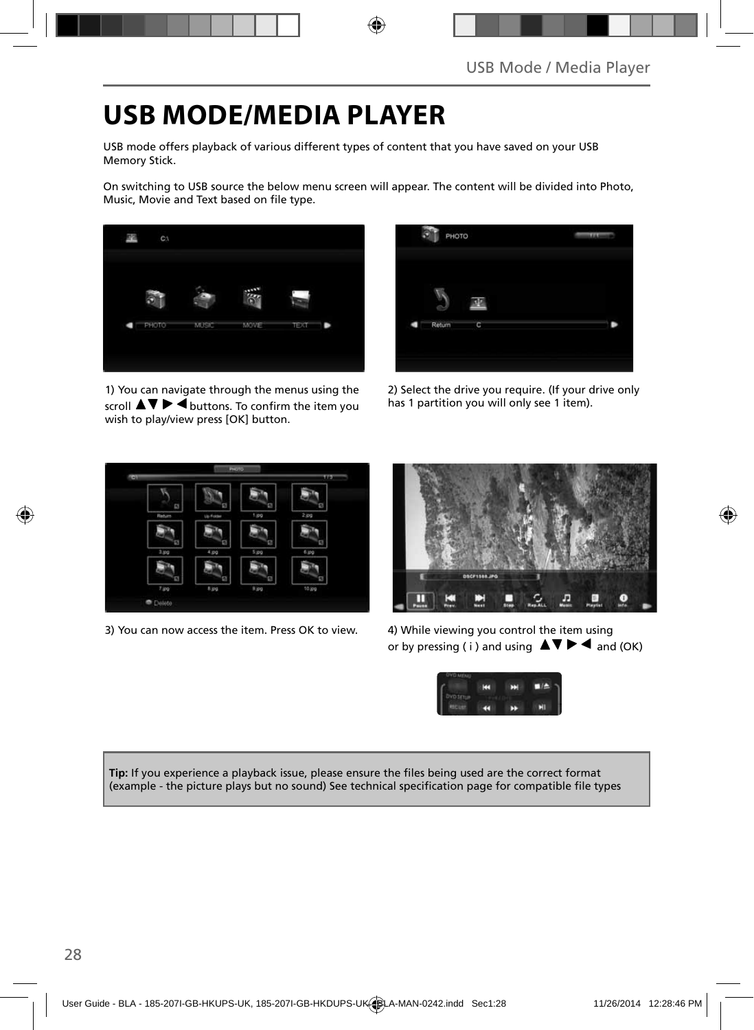# USB MODE/MEDIA PLAYER

USB mode offers playback of various different types of content that you have saved on your USB Memory Stick.

On switching to USB source the below menu screen will appear. The content will be divided into Photo, Music, Movie and Text based on file type.

1) You can navigate through the menus using the scroll ▲▼▶◀ buttons. To confirm the item you wish to play/view press [OK] button.

2) Select the drive you require. (If your drive only has 1 partition you will only see 1 item).

3) You can now access the item. Press OK to view.

4) While viewing you control the item using or by pressing ( i ) and using ▲▼▶◀ and (OK)

**Tip:** If you experience a playback issue, please ensure the files being used are the correct format (example - the picture plays but no sound) See technical specification page for compatible file types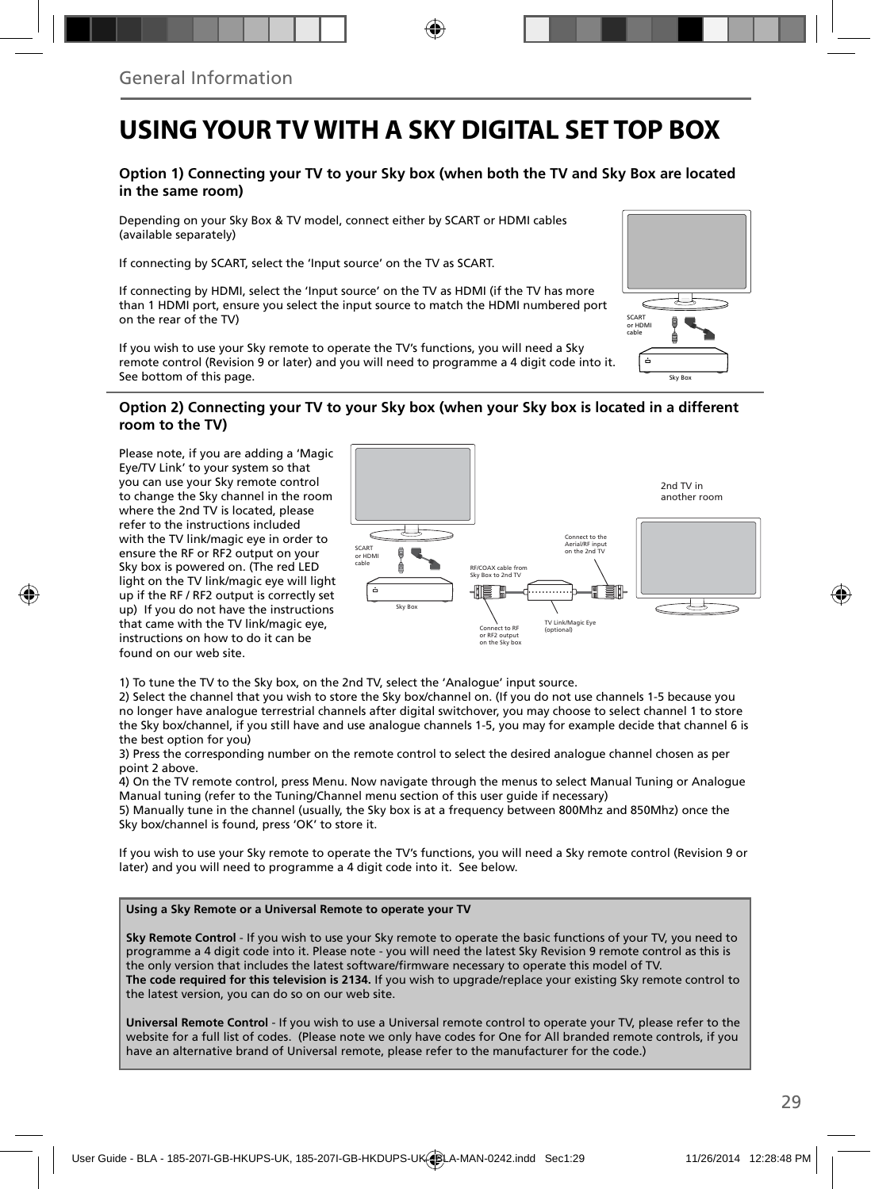General Information

# USING YOUR TV WITH A SKY DIGITAL SET TOP BOX

### Option 1) Connecting your TV to your Sky box (when both the TV and Sky Box are located in the same room)

Depending on your Sky Box & TV model, connect either by SCART or HDMI cables (available separately)

If connecting by SCART, select the 'Input source' on the TV as SCART.

If connecting by HDMI, select the 'Input source' on the TV as HDMI (if the TV has more than 1 HDMI port, ensure you select the input source to match the HDMI numbered port on the rear of the TV)

If you wish to use your Sky remote to operate the TV's functions, you will need a Sky remote control (Revision 9 or later) and you will need to programme a 4 digit code into it. See bottom of this page.

SCART or HDMI cable

Sky Box

### Option 2) Connecting your TV to your Sky box (when your Sky box is located in a different room to the TV)

Please note, if you are adding a 'Magic Eye/TV Link' to your system so that you can use your Sky remote control to change the Sky channel in the room where the 2nd TV is located, please refer to the instructions included with the TV link/magic eye in order to ensure the RF or RF2 output on your Sky box is powered on. (The red LED light on the TV link/magic eye will light up if the RF / RF2 output is correctly set up) If you do not have the instructions that came with the TV link/magic eye, instructions on how to do it can be found on our web site.

SCART or HDMI cable

Sky Box

RF/COAX cable from Sky Box to 2nd TV

Connect to RF or RF2 output on the Sky box

TV Link/Magic Eye (optional)

Connect to the Aerial/RF input on the 2nd TV

2nd TV in another room

1) To tune the TV to the Sky box, on the 2nd TV, select the 'Analogue' input source.
2) Select the channel that you wish to store the Sky box/channel on. (If you do not use channels 1-5 because you no longer have analogue terrestrial channels after digital switchover, you may choose to select channel 1 to store the Sky box/channel, if you still have and use analogue channels 1-5, you may for example decide that channel 6 is the best option for you)
3) Press the corresponding number on the remote control to select the desired analogue channel chosen as per point 2 above.
4) On the TV remote control, press Menu. Now navigate through the menus to select Manual Tuning or Analogue Manual tuning (refer to the Tuning/Channel menu section of this user guide if necessary)
5) Manually tune in the channel (usually, the Sky box is at a frequency between 800Mhz and 850Mhz) once the Sky box/channel is found, press 'OK' to store it.

If you wish to use your Sky remote to operate the TV's functions, you will need a Sky remote control (Revision 9 or later) and you will need to programme a 4 digit code into it. See below.

**Using a Sky Remote or a Universal Remote to operate your TV**

**Sky Remote Control** - If you wish to use your Sky remote to operate the basic functions of your TV, you need to programme a 4 digit code into it. Please note - you will need the latest Sky Revision 9 remote control as this is the only version that includes the latest software/firmware necessary to operate this model of TV.
**The code required for this television is 2134.** If you wish to upgrade/replace your existing Sky remote control to the latest version, you can do so on our web site.

**Universal Remote Control** - If you wish to use a Universal remote control to operate your TV, please refer to the website for a full list of codes. (Please note we only have codes for One for All branded remote controls, if you have an alternative brand of Universal remote, please refer to the manufacturer for the code.)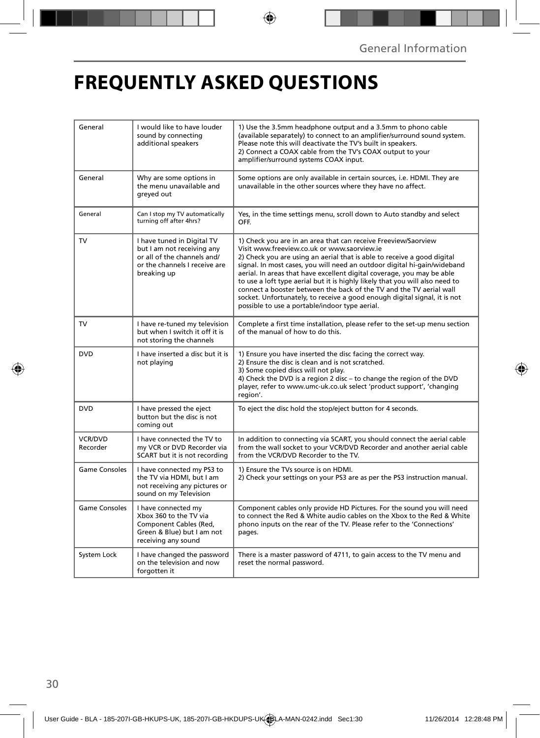# FREQUENTLY ASKED QUESTIONS

| | | |
|---|---|---|
| General | I would like to have louder sound by connecting additional speakers | 1) Use the 3.5mm headphone output and a 3.5mm to phono cable (available separately) to connect to an amplifier/surround sound system. Please note this will deactivate the TV's built in speakers.<br>2) Connect a COAX cable from the TV's COAX output to your amplifier/surround systems COAX input. |
| General | Why are some options in the menu unavailable and greyed out | Some options are only available in certain sources, i.e. HDMI. They are unavailable in the other sources where they have no affect. |
| General | Can I stop my TV automatically turning off after 4hrs? | Yes, in the time settings menu, scroll down to Auto standby and select OFF. |
| TV | I have tuned in Digital TV but I am not receiving any or all of the channels and/ or the channels I receive are breaking up | 1) Check you are in an area that can receive Freeview/Saorview Visit www.freeview.co.uk or www.saorview.ie<br>2) Check you are using an aerial that is able to receive a good digital signal. In most cases, you will need an outdoor digital hi-gain/wideband aerial. In areas that have excellent digital coverage, you may be able to use a loft type aerial but it is highly likely that you will also need to connect a booster between the back of the TV and the TV aerial wall socket. Unfortunately, to receive a good enough digital signal, it is not possible to use a portable/indoor type aerial. |
| TV | I have re-tuned my television but when I switch it off it is not storing the channels | Complete a first time installation, please refer to the set-up menu section of the manual of how to do this. |
| DVD | I have inserted a disc but it is not playing | 1) Ensure you have inserted the disc facing the correct way.<br>2) Ensure the disc is clean and is not scratched.<br>3) Some copied discs will not play.<br>4) Check the DVD is a region 2 disc – to change the region of the DVD player, refer to www.umc-uk.co.uk select 'product support', 'changing region'. |
| DVD | I have pressed the eject button but the disc is not coming out | To eject the disc hold the stop/eject button for 4 seconds. |
| VCR/DVD Recorder | I have connected the TV to my VCR or DVD Recorder via SCART but it is not recording | In addition to connecting via SCART, you should connect the aerial cable from the wall socket to your VCR/DVD Recorder and another aerial cable from the VCR/DVD Recorder to the TV. |
| Game Consoles | I have connected my PS3 to the TV via HDMI, but I am not receiving any pictures or sound on my Television | 1) Ensure the TVs source is on HDMI.<br>2) Check your settings on your PS3 are as per the PS3 instruction manual. |
| Game Consoles | I have connected my Xbox 360 to the TV via Component Cables (Red, Green & Blue) but I am not receiving any sound | Component cables only provide HD Pictures. For the sound you will need to connect the Red & White audio cables on the Xbox to the Red & White phono inputs on the rear of the TV. Please refer to the 'Connections' pages. |
| System Lock | I have changed the password on the television and now forgotten it | There is a master password of 4711, to gain access to the TV menu and reset the normal password. |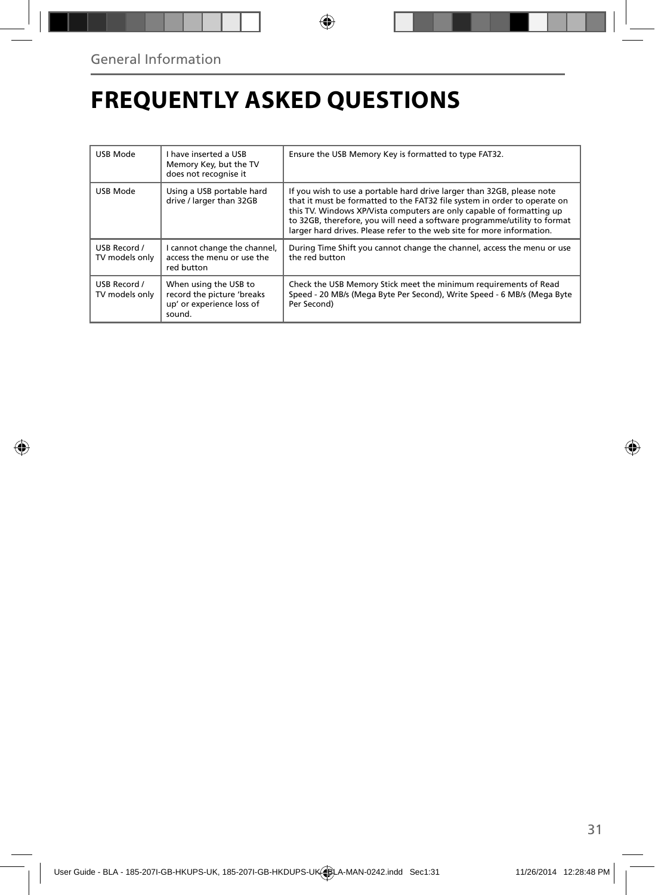General Information

# FREQUENTLY ASKED QUESTIONS

| | | |
|---|---|---|
| USB Mode | I have inserted a USB Memory Key, but the TV does not recognise it | Ensure the USB Memory Key is formatted to type FAT32. |
| USB Mode | Using a USB portable hard drive / larger than 32GB | If you wish to use a portable hard drive larger than 32GB, please note that it must be formatted to the FAT32 file system in order to operate on this TV. Windows XP/Vista computers are only capable of formatting up to 32GB, therefore, you will need a software programme/utility to format larger hard drives. Please refer to the web site for more information. |
| USB Record / TV models only | I cannot change the channel, access the menu or use the red button | During Time Shift you cannot change the channel, access the menu or use the red button |
| USB Record / TV models only | When using the USB to record the picture 'breaks up' or experience loss of sound. | Check the USB Memory Stick meet the minimum requirements of Read Speed - 20 MB/s (Mega Byte Per Second), Write Speed - 6 MB/s (Mega Byte Per Second) |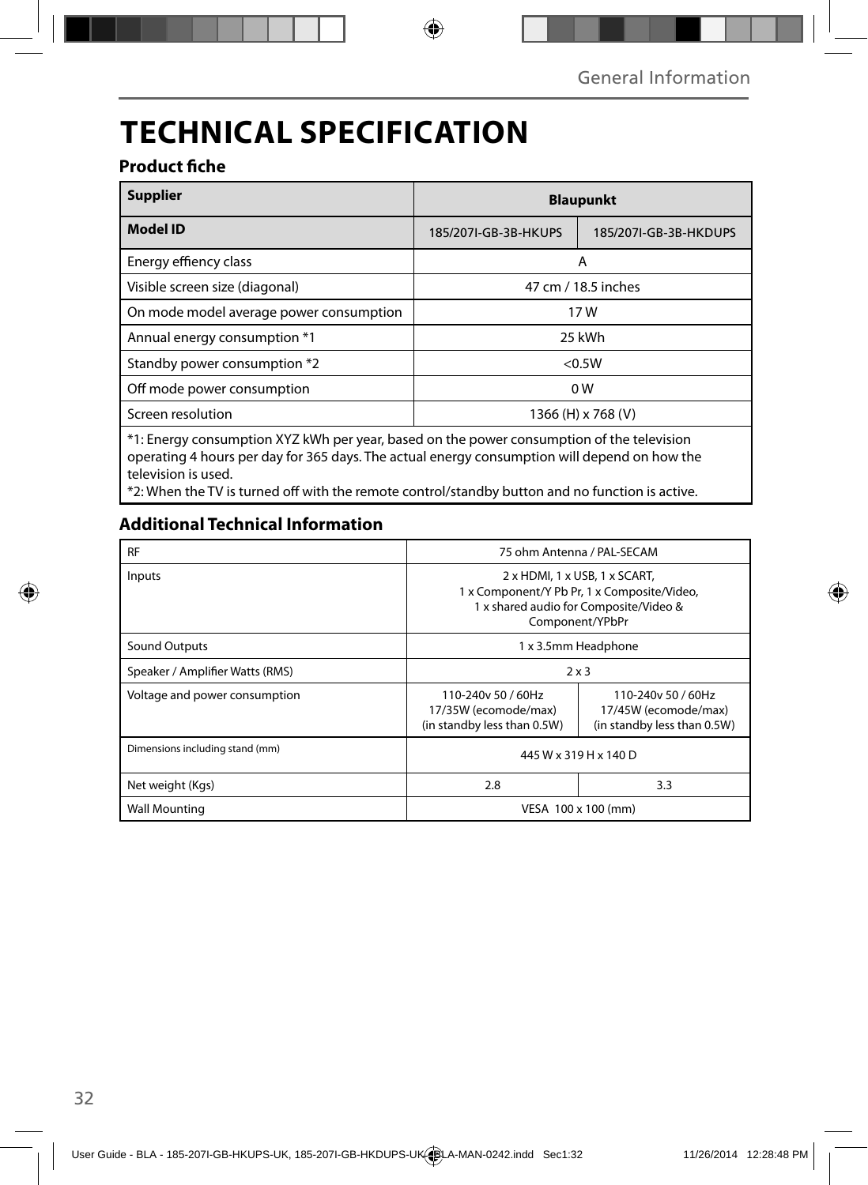# TECHNICAL SPECIFICATION

### Product fiche

| Supplier | Blaupunkt | |
|---|---|---|
| **Model ID** | 185/207I-GB-3B-HKUPS | 185/207I-GB-3B-HKDUPS |
| Energy effiency class | A | |
| Visible screen size (diagonal) | 47 cm / 18.5 inches | |
| On mode model average power consumption | 17 W | |
| Annual energy consumption *1 | 25 kWh | |
| Standby power consumption *2 | <0.5W | |
| Off mode power consumption | 0 W | |
| Screen resolution | 1366 (H) x 768 (V) | |

*1: Energy consumption XYZ kWh per year, based on the power consumption of the television operating 4 hours per day for 365 days. The actual energy consumption will depend on how the television is used.
*2: When the TV is turned off with the remote control/standby button and no function is active.

### Additional Technical Information

| RF | 75 ohm Antenna / PAL-SECAM | |
|---|---|---|
| Inputs | 2 x HDMI, 1 x USB, 1 x SCART, 1 x Component/Y Pb Pr, 1 x Composite/Video, 1 x shared audio for Composite/Video & Component/YPbPr | |
| Sound Outputs | 1 x 3.5mm Headphone | |
| Speaker / Amplifier Watts (RMS) | 2 x 3 | |
| Voltage and power consumption | 110-240v 50 / 60Hz 17/35W (ecomode/max) (in standby less than 0.5W) | 110-240v 50 / 60Hz 17/45W (ecomode/max) (in standby less than 0.5W) |
| Dimensions including stand (mm) | 445 W x 319 H x 140 D | |
| Net weight (Kgs) | 2.8 | 3.3 |
| Wall Mounting | VESA 100 x 100 (mm) | |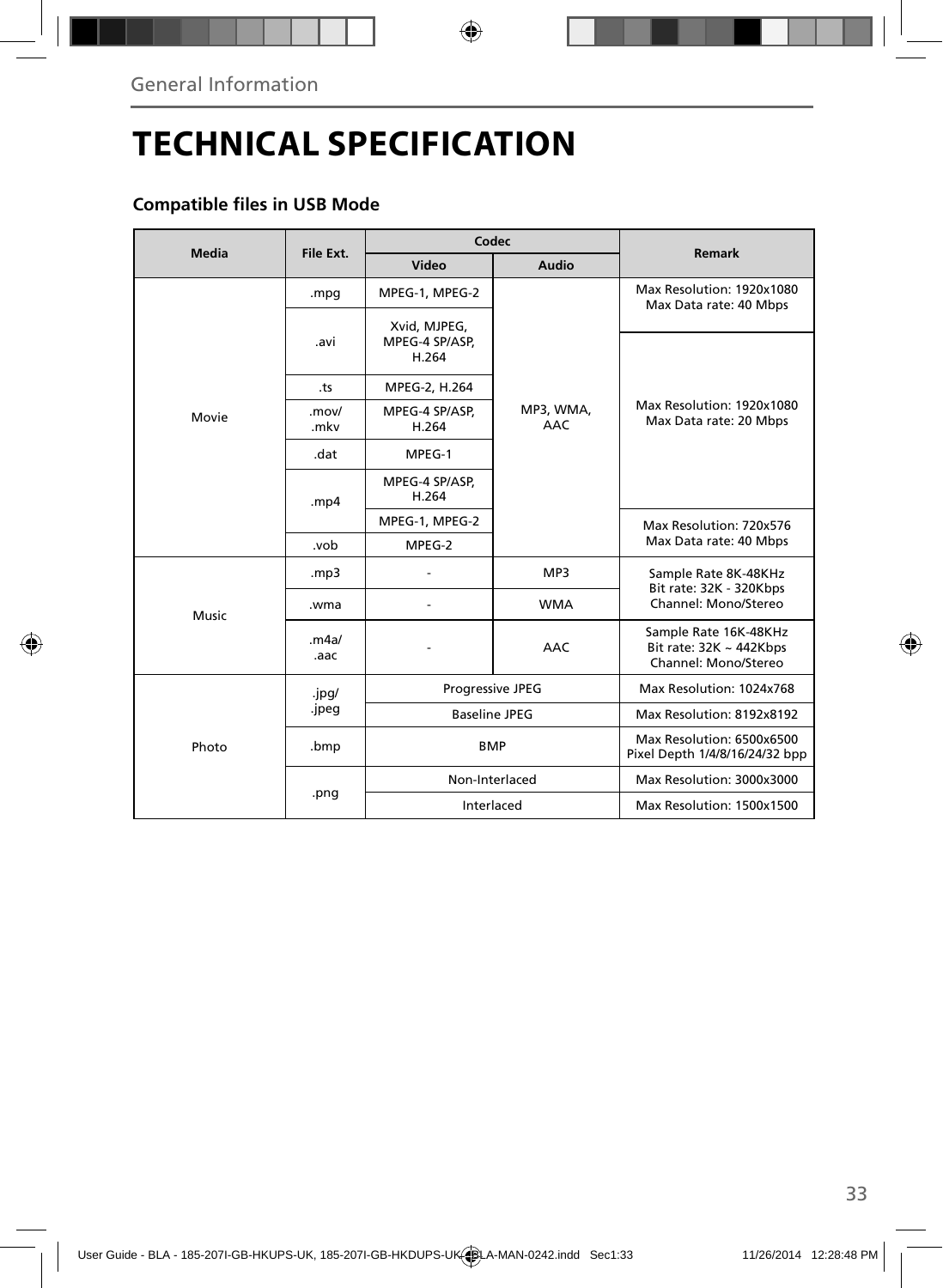## General Information

# TECHNICAL SPECIFICATION

### Compatible files in USB Mode

| Media | File Ext. | Codec | | Remark |
|---|---|---|---|---|
| | | Video | Audio | |
| Movie | .mpg | MPEG-1, MPEG-2 | MP3, WMA, AAC | Max Resolution: 1920x1080<br>Max Data rate: 40 Mbps |
| | .avi | Xvid, MJPEG, MPEG-4 SP/ASP, H.264 | | Max Resolution: 1920x1080<br>Max Data rate: 20 Mbps |
| | .ts | MPEG-2, H.264 | | |
| | .mov/ .mkv | MPEG-4 SP/ASP, H.264 | | |
| | .dat | MPEG-1 | | |
| | .mp4 | MPEG-4 SP/ASP, H.264 | | |
| | | MPEG-1, MPEG-2 | | Max Resolution: 720x576<br>Max Data rate: 40 Mbps |
| | .vob | MPEG-2 | | |
| Music | .mp3 | - | MP3 | Sample Rate 8K-48KHz<br>Bit rate: 32K - 320Kbps<br>Channel: Mono/Stereo |
| | .wma | - | WMA | |
| | .m4a/ .aac | - | AAC | Sample Rate 16K-48KHz<br>Bit rate: 32K ~ 442Kbps<br>Channel: Mono/Stereo |
| Photo | .jpg/ .jpeg | Progressive JPEG | | Max Resolution: 1024x768 |
| | | Baseline JPEG | | Max Resolution: 8192x8192 |
| | .bmp | BMP | | Max Resolution: 6500x6500<br>Pixel Depth 1/4/8/16/24/32 bpp |
| | .png | Non-Interlaced | | Max Resolution: 3000x3000 |
| | | Interlaced | | Max Resolution: 1500x1500 |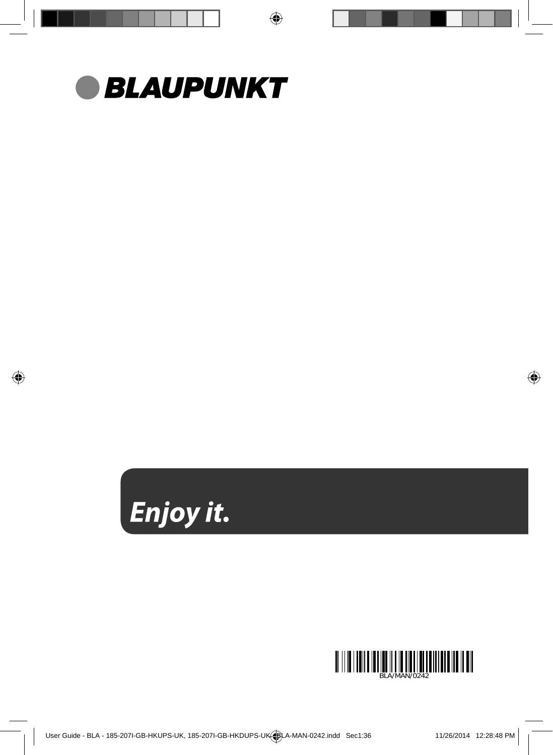BLAUPUNKT

*Enjoy it.*

BLA/MAN/0242